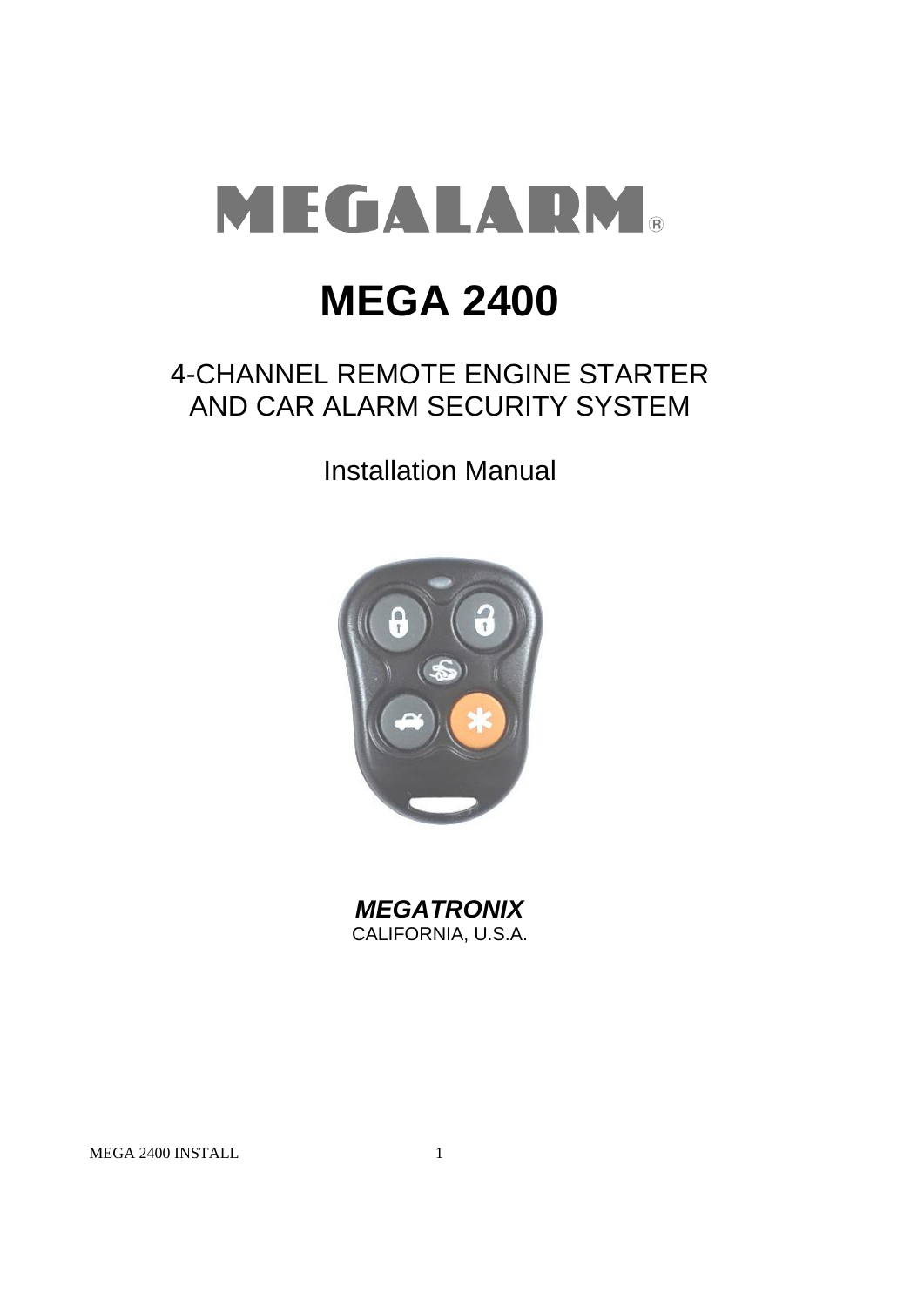# MEGALARM®

# MEGA 2400

## 4-CHANNEL REMOTE ENGINE STARTER AND CAR ALARM SECURITY SYSTEM

Installation Manual

***MEGATRONIX***
CALIFORNIA, U.S.A.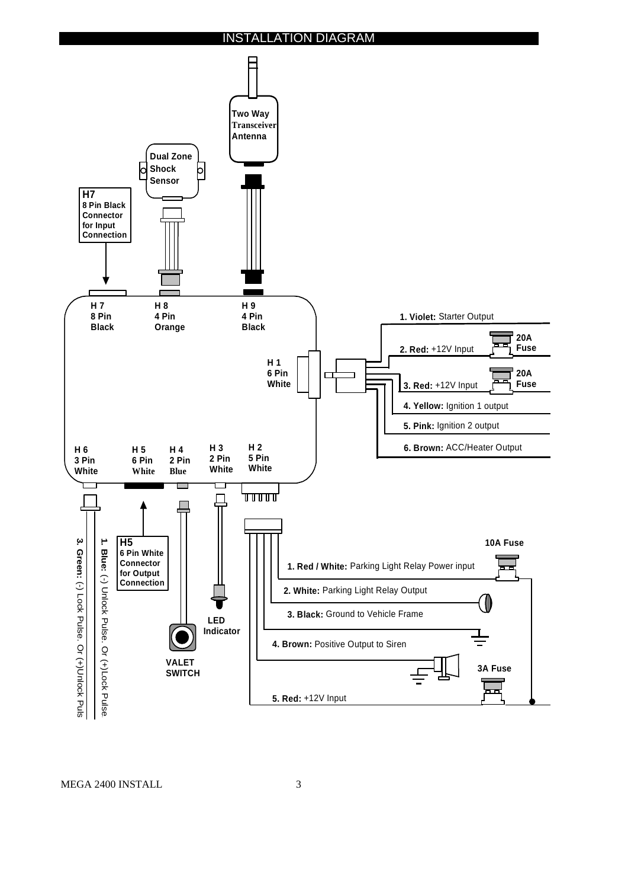# INSTALLATION DIAGRAM

Two Way Transceiver Antenna

Dual Zone Shock Sensor

**H7**
8 Pin Black Connector for Input Connection

H 7 8 Pin Black

H 8 4 Pin Orange

H 9 4 Pin Black

H 1 6 Pin White

1. **Violet:** Starter Output
2. **Red:** +12V Input — 20A Fuse
3. **Red:** +12V Input — 20A Fuse
4. **Yellow:** Ignition 1 output
5. **Pink:** Ignition 2 output
6. **Brown:** ACC/Heater Output

H 6 3 Pin White

H 5 6 Pin White

H 4 2 Pin Blue

H 3 2 Pin White

H 2 5 Pin White

**H5**
6 Pin White Connector for Output Connection

1. **Blue:** (-) Unlock Pulse. Or (+)Lock Pulse
3. **Green:** (-) Lock Pulse. Or (+)Unlock Puls

LED Indicator

VALET SWITCH

10A Fuse

1. **Red / White:** Parking Light Relay Power input
2. **White:** Parking Light Relay Output
3. **Black:** Ground to Vehicle Frame
4. **Brown:** Positive Output to Siren
5. **Red:** +12V Input — 3A Fuse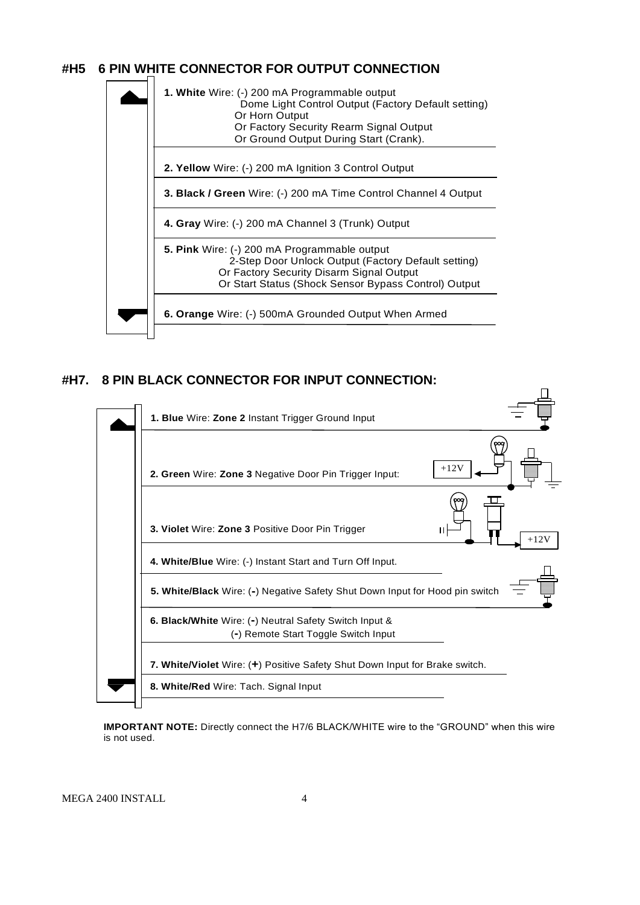## #H5 6 PIN WHITE CONNECTOR FOR OUTPUT CONNECTION

**1. White** Wire: (-) 200 mA Programmable output
Dome Light Control Output (Factory Default setting)
Or Horn Output
Or Factory Security Rearm Signal Output
Or Ground Output During Start (Crank).

**2. Yellow** Wire: (-) 200 mA Ignition 3 Control Output

**3. Black / Green** Wire: (-) 200 mA Time Control Channel 4 Output

**4. Gray** Wire: (-) 200 mA Channel 3 (Trunk) Output

**5. Pink** Wire: (-) 200 mA Programmable output
2-Step Door Unlock Output (Factory Default setting)
Or Factory Security Disarm Signal Output
Or Start Status (Shock Sensor Bypass Control) Output

**6. Orange** Wire: (-) 500mA Grounded Output When Armed

## #H7. 8 PIN BLACK CONNECTOR FOR INPUT CONNECTION:

**1. Blue** Wire: **Zone 2** Instant Trigger Ground Input

**2. Green** Wire: **Zone 3** Negative Door Pin Trigger Input: +12V

**3. Violet** Wire: **Zone 3** Positive Door Pin Trigger +12V

**4. White/Blue** Wire: (-) Instant Start and Turn Off Input.

**5. White/Black** Wire: (-) Negative Safety Shut Down Input for Hood pin switch

**6. Black/White** Wire: (-) Neutral Safety Switch Input &
(-) Remote Start Toggle Switch Input

**7. White/Violet** Wire: (+) Positive Safety Shut Down Input for Brake switch.

**8. White/Red** Wire: Tach. Signal Input

**IMPORTANT NOTE:** Directly connect the H7/6 BLACK/WHITE wire to the "GROUND" when this wire is not used.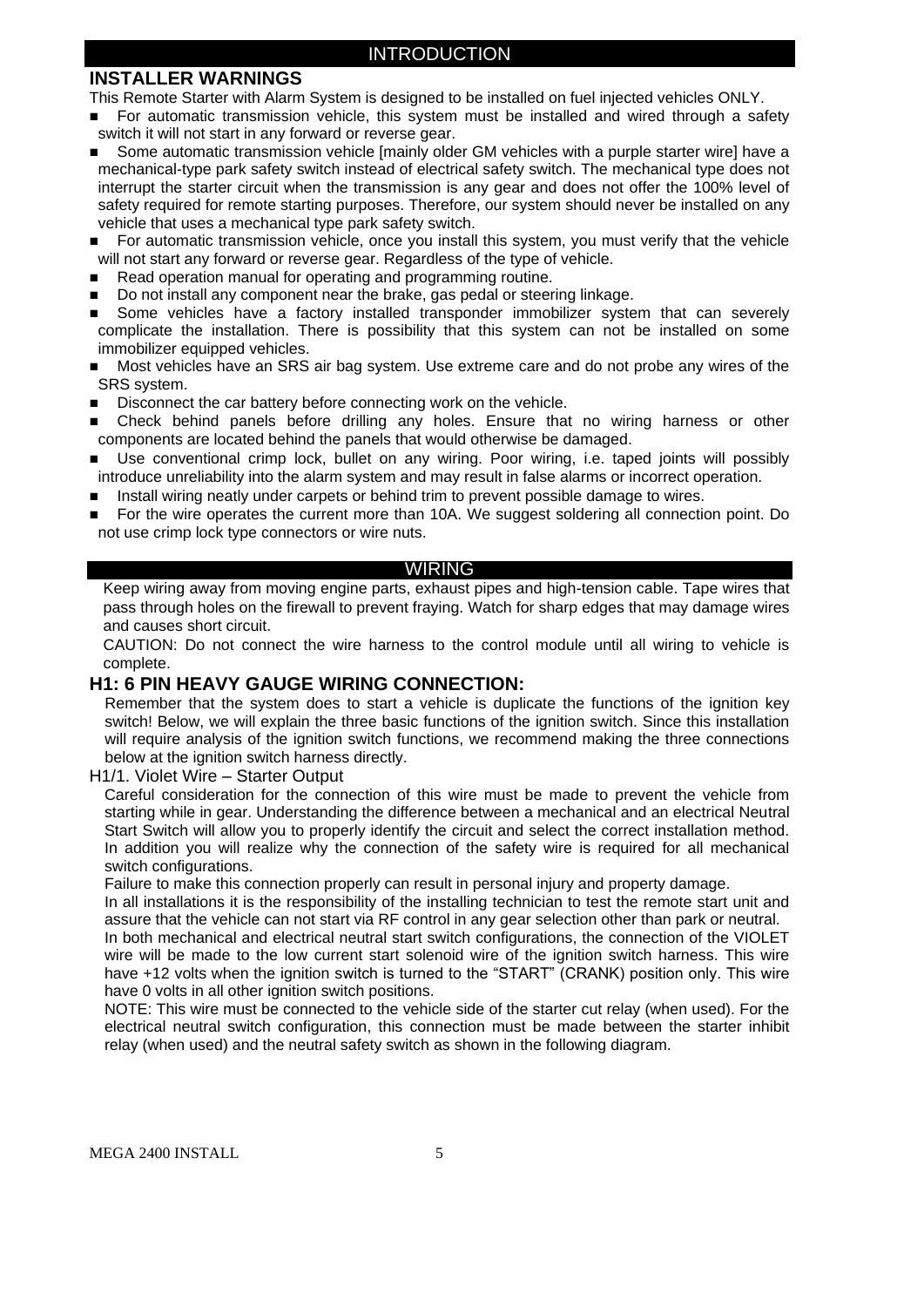## INTRODUCTION

### INSTALLER WARNINGS

This Remote Starter with Alarm System is designed to be installed on fuel injected vehicles ONLY.

- For automatic transmission vehicle, this system must be installed and wired through a safety switch it will not start in any forward or reverse gear.
- Some automatic transmission vehicle [mainly older GM vehicles with a purple starter wire] have a mechanical-type park safety switch instead of electrical safety switch. The mechanical type does not interrupt the starter circuit when the transmission is any gear and does not offer the 100% level of safety required for remote starting purposes. Therefore, our system should never be installed on any vehicle that uses a mechanical type park safety switch.
- For automatic transmission vehicle, once you install this system, you must verify that the vehicle will not start any forward or reverse gear. Regardless of the type of vehicle.
- Read operation manual for operating and programming routine.
- Do not install any component near the brake, gas pedal or steering linkage.
- Some vehicles have a factory installed transponder immobilizer system that can severely complicate the installation. There is possibility that this system can not be installed on some immobilizer equipped vehicles.
- Most vehicles have an SRS air bag system. Use extreme care and do not probe any wires of the SRS system.
- Disconnect the car battery before connecting work on the vehicle.
- Check behind panels before drilling any holes. Ensure that no wiring harness or other components are located behind the panels that would otherwise be damaged.
- Use conventional crimp lock, bullet on any wiring. Poor wiring, i.e. taped joints will possibly introduce unreliability into the alarm system and may result in false alarms or incorrect operation.
- Install wiring neatly under carpets or behind trim to prevent possible damage to wires.
- For the wire operates the current more than 10A. We suggest soldering all connection point. Do not use crimp lock type connectors or wire nuts.

## WIRING

Keep wiring away from moving engine parts, exhaust pipes and high-tension cable. Tape wires that pass through holes on the firewall to prevent fraying. Watch for sharp edges that may damage wires and causes short circuit.

CAUTION: Do not connect the wire harness to the control module until all wiring to vehicle is complete.

### H1: 6 PIN HEAVY GAUGE WIRING CONNECTION:

Remember that the system does to start a vehicle is duplicate the functions of the ignition key switch! Below, we will explain the three basic functions of the ignition switch. Since this installation will require analysis of the ignition switch functions, we recommend making the three connections below at the ignition switch harness directly.

H1/1. Violet Wire – Starter Output

Careful consideration for the connection of this wire must be made to prevent the vehicle from starting while in gear. Understanding the difference between a mechanical and an electrical Neutral Start Switch will allow you to properly identify the circuit and select the correct installation method. In addition you will realize why the connection of the safety wire is required for all mechanical switch configurations.

Failure to make this connection properly can result in personal injury and property damage.

In all installations it is the responsibility of the installing technician to test the remote start unit and assure that the vehicle can not start via RF control in any gear selection other than park or neutral.

In both mechanical and electrical neutral start switch configurations, the connection of the VIOLET wire will be made to the low current start solenoid wire of the ignition switch harness. This wire have +12 volts when the ignition switch is turned to the “START” (CRANK) position only. This wire have 0 volts in all other ignition switch positions.

NOTE: This wire must be connected to the vehicle side of the starter cut relay (when used). For the electrical neutral switch configuration, this connection must be made between the starter inhibit relay (when used) and the neutral safety switch as shown in the following diagram.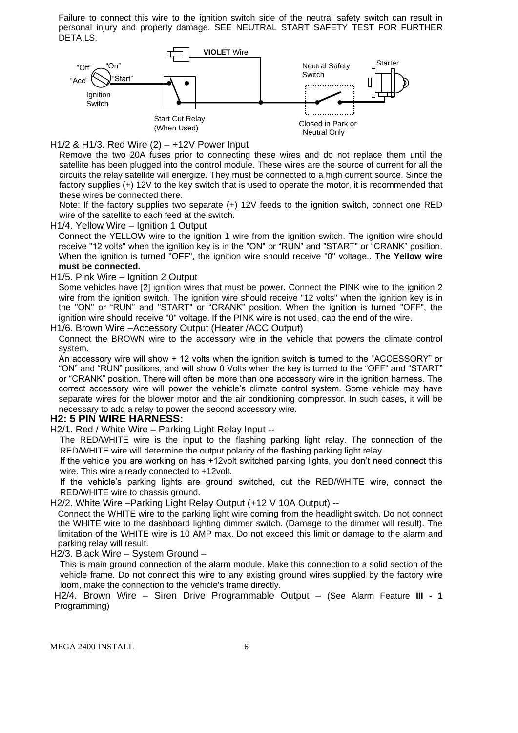Failure to connect this wire to the ignition switch side of the neutral safety switch can result in personal injury and property damage. SEE NEUTRAL START SAFETY TEST FOR FURTHER DETAILS.

"Off" "On" "Acc" "Start" Ignition Switch — **VIOLET** Wire — Start Cut Relay (When Used) — Neutral Safety Switch — Closed in Park or Neutral Only — Starter

H1/2 & H1/3. Red Wire (2) – +12V Power Input

Remove the two 20A fuses prior to connecting these wires and do not replace them until the satellite has been plugged into the control module. These wires are the source of current for all the circuits the relay satellite will energize. They must be connected to a high current source. Since the factory supplies (+) 12V to the key switch that is used to operate the motor, it is recommended that these wires be connected there.

Note: If the factory supplies two separate (+) 12V feeds to the ignition switch, connect one RED wire of the satellite to each feed at the switch.

H1/4. Yellow Wire – Ignition 1 Output

Connect the YELLOW wire to the ignition 1 wire from the ignition switch. The ignition wire should receive "12 volts" when the ignition key is in the "ON" or "RUN" and "START" or "CRANK" position. When the ignition is turned "OFF", the ignition wire should receive "0" voltage.. **The Yellow wire must be connected.**

H1/5. Pink Wire – Ignition 2 Output

Some vehicles have [2] ignition wires that must be power. Connect the PINK wire to the ignition 2 wire from the ignition switch. The ignition wire should receive "12 volts" when the ignition key is in the "ON" or "RUN" and "START" or "CRANK" position. When the ignition is turned "OFF", the ignition wire should receive "0" voltage. If the PINK wire is not used, cap the end of the wire.

H1/6. Brown Wire –Accessory Output (Heater /ACC Output)

Connect the BROWN wire to the accessory wire in the vehicle that powers the climate control system.

An accessory wire will show + 12 volts when the ignition switch is turned to the "ACCESSORY" or "ON" and "RUN" positions, and will show 0 Volts when the key is turned to the "OFF" and "START" or "CRANK" position. There will often be more than one accessory wire in the ignition harness. The correct accessory wire will power the vehicle's climate control system. Some vehicle may have separate wires for the blower motor and the air conditioning compressor. In such cases, it will be necessary to add a relay to power the second accessory wire.

## H2: 5 PIN WIRE HARNESS:

H2/1. Red / White Wire – Parking Light Relay Input --

The RED/WHITE wire is the input to the flashing parking light relay. The connection of the RED/WHITE wire will determine the output polarity of the flashing parking light relay.

If the vehicle you are working on has +12volt switched parking lights, you don't need connect this wire. This wire already connected to +12volt.

If the vehicle's parking lights are ground switched, cut the RED/WHITE wire, connect the RED/WHITE wire to chassis ground.

H2/2. White Wire –Parking Light Relay Output (+12 V 10A Output) --

Connect the WHITE wire to the parking light wire coming from the headlight switch. Do not connect the WHITE wire to the dashboard lighting dimmer switch. (Damage to the dimmer will result). The limitation of the WHITE wire is 10 AMP max. Do not exceed this limit or damage to the alarm and parking relay will result.

H2/3. Black Wire – System Ground –

This is main ground connection of the alarm module. Make this connection to a solid section of the vehicle frame. Do not connect this wire to any existing ground wires supplied by the factory wire loom, make the connection to the vehicle's frame directly.

H2/4. Brown Wire – Siren Drive Programmable Output – (See Alarm Feature **III - 1** Programming)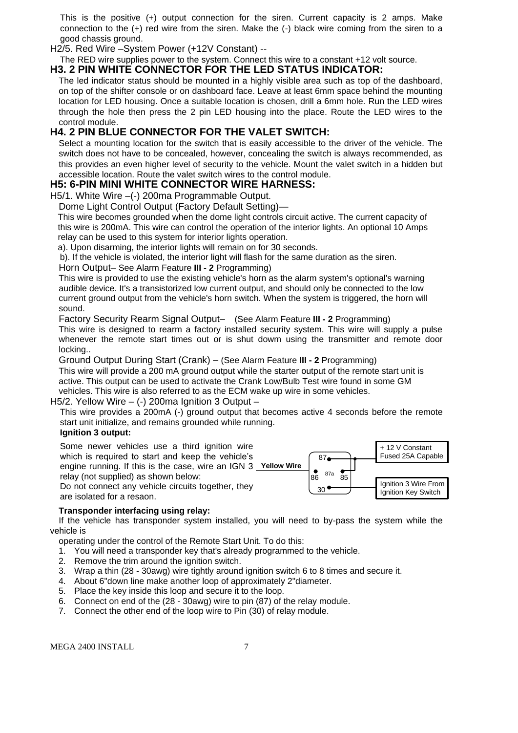This is the positive (+) output connection for the siren. Current capacity is 2 amps. Make connection to the (+) red wire from the siren. Make the (-) black wire coming from the siren to a good chassis ground.

H2/5. Red Wire –System Power (+12V Constant) --

The RED wire supplies power to the system. Connect this wire to a constant +12 volt source.

## H3. 2 PIN WHITE CONNECTOR FOR THE LED STATUS INDICATOR:

The led indicator status should be mounted in a highly visible area such as top of the dashboard, on top of the shifter console or on dashboard face. Leave at least 6mm space behind the mounting location for LED housing. Once a suitable location is chosen, drill a 6mm hole. Run the LED wires through the hole then press the 2 pin LED housing into the place. Route the LED wires to the control module.

## H4. 2 PIN BLUE CONNECTOR FOR THE VALET SWITCH:

Select a mounting location for the switch that is easily accessible to the driver of the vehicle. The switch does not have to be concealed, however, concealing the switch is always recommended, as this provides an even higher level of security to the vehicle. Mount the valet switch in a hidden but accessible location. Route the valet switch wires to the control module.

## H5: 6-PIN MINI WHITE CONNECTOR WIRE HARNESS:

H5/1. White Wire –(-) 200ma Programmable Output.

Dome Light Control Output (Factory Default Setting)—

This wire becomes grounded when the dome light controls circuit active. The current capacity of this wire is 200mA. This wire can control the operation of the interior lights. An optional 10 Amps relay can be used to this system for interior lights operation.

a). Upon disarming, the interior lights will remain on for 30 seconds.

b). If the vehicle is violated, the interior light will flash for the same duration as the siren.

Horn Output– See Alarm Feature **III - 2** Programming)

This wire is provided to use the existing vehicle's horn as the alarm system's optional's warning audible device. It's a transistorized low current output, and should only be connected to the low current ground output from the vehicle's horn switch. When the system is triggered, the horn will sound.

Factory Security Rearm Signal Output– (See Alarm Feature **III - 2** Programming)

This wire is designed to rearm a factory installed security system. This wire will supply a pulse whenever the remote start times out or is shut dowm using the transmitter and remote door locking..

Ground Output During Start (Crank) – (See Alarm Feature **III - 2** Programming)

This wire will provide a 200 mA ground output while the starter output of the remote start unit is active. This output can be used to activate the Crank Low/Bulb Test wire found in some GM vehicles. This wire is also referred to as the ECM wake up wire in some vehicles.

H5/2. Yellow Wire – (-) 200ma Ignition 3 Output –

This wire provides a 200mA (-) ground output that becomes active 4 seconds before the remote start unit initialize, and remains grounded while running.

**Ignition 3 output:**

Some newer vehicles use a third ignition wire which is required to start and keep the vehicle's engine running. If this is the case, wire an IGN 3 relay (not supplied) as shown below:

Do not connect any vehicle circuits together, they are isolated for a resaon.

Yellow Wire | 87 | 86 | 87a | 85 | 30 | + 12 V Constant Fused 25A Capable | Ignition 3 Wire From Ignition Key Switch

**Transponder interfacing using relay:**

If the vehicle has transponder system installed, you will need to by-pass the system while the vehicle is

operating under the control of the Remote Start Unit. To do this:

1. You will need a transponder key that's already programmed to the vehicle.
2. Remove the trim around the ignition switch.
3. Wrap a thin (28 - 30awg) wire tightly around ignition switch 6 to 8 times and secure it.
4. About 6"down line make another loop of approximately 2"diameter.
5. Place the key inside this loop and secure it to the loop.
6. Connect on end of the (28 - 30awg) wire to pin (87) of the relay module.
7. Connect the other end of the loop wire to Pin (30) of relay module.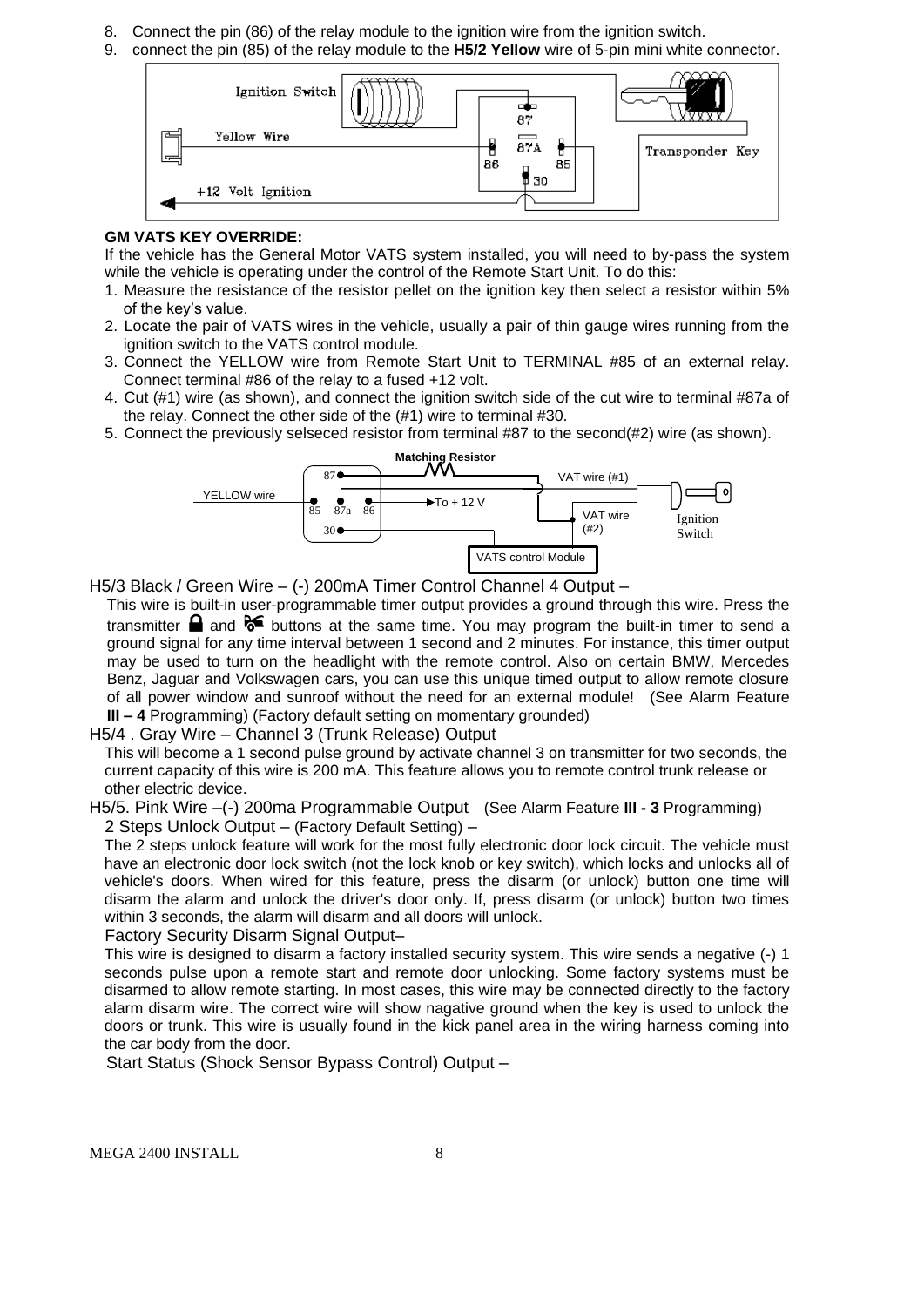8. Connect the pin (86) of the relay module to the ignition wire from the ignition switch.
9. connect the pin (85) of the relay module to the **H5/2 Yellow** wire of 5-pin mini white connector.

**GM VATS KEY OVERRIDE:**

If the vehicle has the General Motor VATS system installed, you will need to by-pass the system while the vehicle is operating under the control of the Remote Start Unit. To do this:

1. Measure the resistance of the resistor pellet on the ignition key then select a resistor within 5% of the key's value.
2. Locate the pair of VATS wires in the vehicle, usually a pair of thin gauge wires running from the ignition switch to the VATS control module.
3. Connect the YELLOW wire from Remote Start Unit to TERMINAL #85 of an external relay. Connect terminal #86 of the relay to a fused +12 volt.
4. Cut (#1) wire (as shown), and connect the ignition switch side of the cut wire to terminal #87a of the relay. Connect the other side of the (#1) wire to terminal #30.
5. Connect the previously selseced resistor from terminal #87 to the second(#2) wire (as shown).

H5/3 Black / Green Wire – (-) 200mA Timer Control Channel 4 Output –

This wire is built-in user-programmable timer output provides a ground through this wire. Press the transmitter and buttons at the same time. You may program the built-in timer to send a ground signal for any time interval between 1 second and 2 minutes. For instance, this timer output may be used to turn on the headlight with the remote control. Also on certain BMW, Mercedes Benz, Jaguar and Volkswagen cars, you can use this unique timed output to allow remote closure of all power window and sunroof without the need for an external module! (See Alarm Feature **III – 4** Programming) (Factory default setting on momentary grounded)

H5/4 . Gray Wire – Channel 3 (Trunk Release) Output

This will become a 1 second pulse ground by activate channel 3 on transmitter for two seconds, the current capacity of this wire is 200 mA. This feature allows you to remote control trunk release or other electric device.

H5/5. Pink Wire –(-) 200ma Programmable Output (See Alarm Feature **III - 3** Programming)

2 Steps Unlock Output – (Factory Default Setting) –

The 2 steps unlock feature will work for the most fully electronic door lock circuit. The vehicle must have an electronic door lock switch (not the lock knob or key switch), which locks and unlocks all of vehicle's doors. When wired for this feature, press the disarm (or unlock) button one time will disarm the alarm and unlock the driver's door only. If, press disarm (or unlock) button two times within 3 seconds, the alarm will disarm and all doors will unlock.

Factory Security Disarm Signal Output–

This wire is designed to disarm a factory installed security system. This wire sends a negative (-) 1 seconds pulse upon a remote start and remote door unlocking. Some factory systems must be disarmed to allow remote starting. In most cases, this wire may be connected directly to the factory alarm disarm wire. The correct wire will show nagative ground when the key is used to unlock the doors or trunk. This wire is usually found in the kick panel area in the wiring harness coming into the car body from the door.

Start Status (Shock Sensor Bypass Control) Output –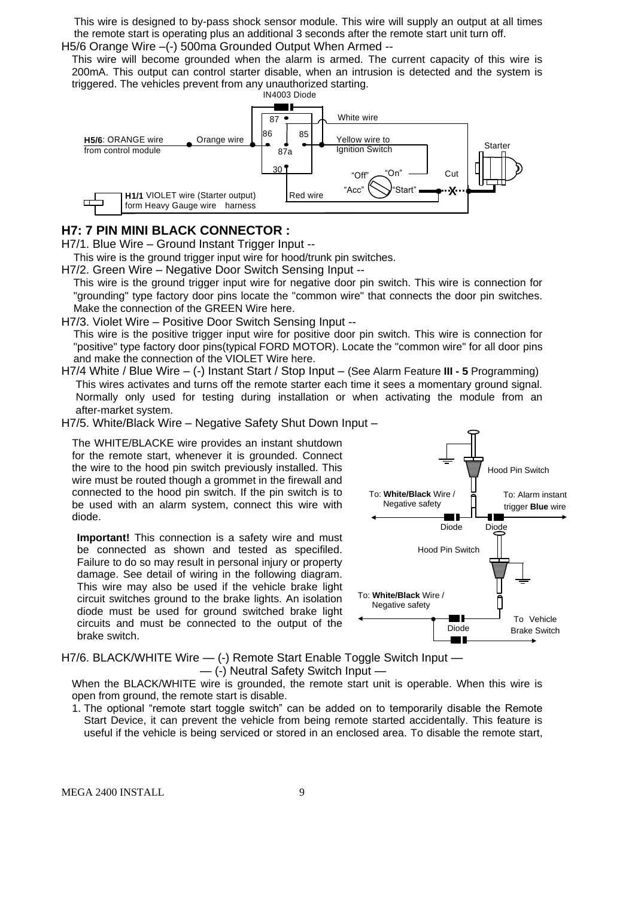This wire is designed to by-pass shock sensor module. This wire will supply an output at all times the remote start is operating plus an additional 3 seconds after the remote start unit turn off.

H5/6 Orange Wire –(-) 500ma Grounded Output When Armed --

This wire will become grounded when the alarm is armed. The current capacity of this wire is 200mA. This output can control starter disable, when an intrusion is detected and the system is triggered. The vehicles prevent from any unauthorized starting.

IN4003 Diode

87 86 85 87a 30

White wire

**H5/6**: ORANGE wire from control module

Orange wire

Yellow wire to Ignition Switch

Starter

"Off" "On" "Acc" "Start"

Cut

**H1/1** VIOLET wire (Starter output) form Heavy Gauge wire harness

Red wire

## H7: 7 PIN MINI BLACK CONNECTOR :

H7/1. Blue Wire – Ground Instant Trigger Input --

This wire is the ground trigger input wire for hood/trunk pin switches.

H7/2. Green Wire – Negative Door Switch Sensing Input --

This wire is the ground trigger input wire for negative door pin switch. This wire is connection for "grounding" type factory door pins locate the "common wire" that connects the door pin switches. Make the connection of the GREEN Wire here.

H7/3. Violet Wire – Positive Door Switch Sensing Input --

This wire is the positive trigger input wire for positive door pin switch. This wire is connection for "positive" type factory door pins(typical FORD MOTOR). Locate the "common wire" for all door pins and make the connection of the VIOLET Wire here.

H7/4 White / Blue Wire – (-) Instant Start / Stop Input – (See Alarm Feature **III - 5** Programming)

This wires activates and turns off the remote starter each time it sees a momentary ground signal. Normally only used for testing during installation or when activating the module from an after-market system.

H7/5. White/Black Wire – Negative Safety Shut Down Input –

The WHITE/BLACKE wire provides an instant shutdown for the remote start, whenever it is grounded. Connect the wire to the hood pin switch previously installed. This wire must be routed though a grommet in the firewall and connected to the hood pin switch. If the pin switch is to be used with an alarm system, connect this wire with diode.

**Important!** This connection is a safety wire and must be connected as shown and tested as specifiled. Failure to do so may result in personal injury or property damage. See detail of wiring in the following diagram. This wire may also be used if the vehicle brake light circuit switches ground to the brake lights. An isolation diode must be used for ground switched brake light circuits and must be connected to the output of the brake switch.

Hood Pin Switch

To: **White/Black** Wire / Negative safety

To: Alarm instant trigger **Blue** wire

Diode Diode

Hood Pin Switch

To: **White/Black** Wire / Negative safety

Diode

To Vehicle Brake Switch

H7/6. BLACK/WHITE Wire — (-) Remote Start Enable Toggle Switch Input —
— (-) Neutral Safety Switch Input —

When the BLACK/WHITE wire is grounded, the remote start unit is operable. When this wire is open from ground, the remote start is disable.

1. The optional "remote start toggle switch" can be added on to temporarily disable the Remote Start Device, it can prevent the vehicle from being remote started accidentally. This feature is useful if the vehicle is being serviced or stored in an enclosed area. To disable the remote start,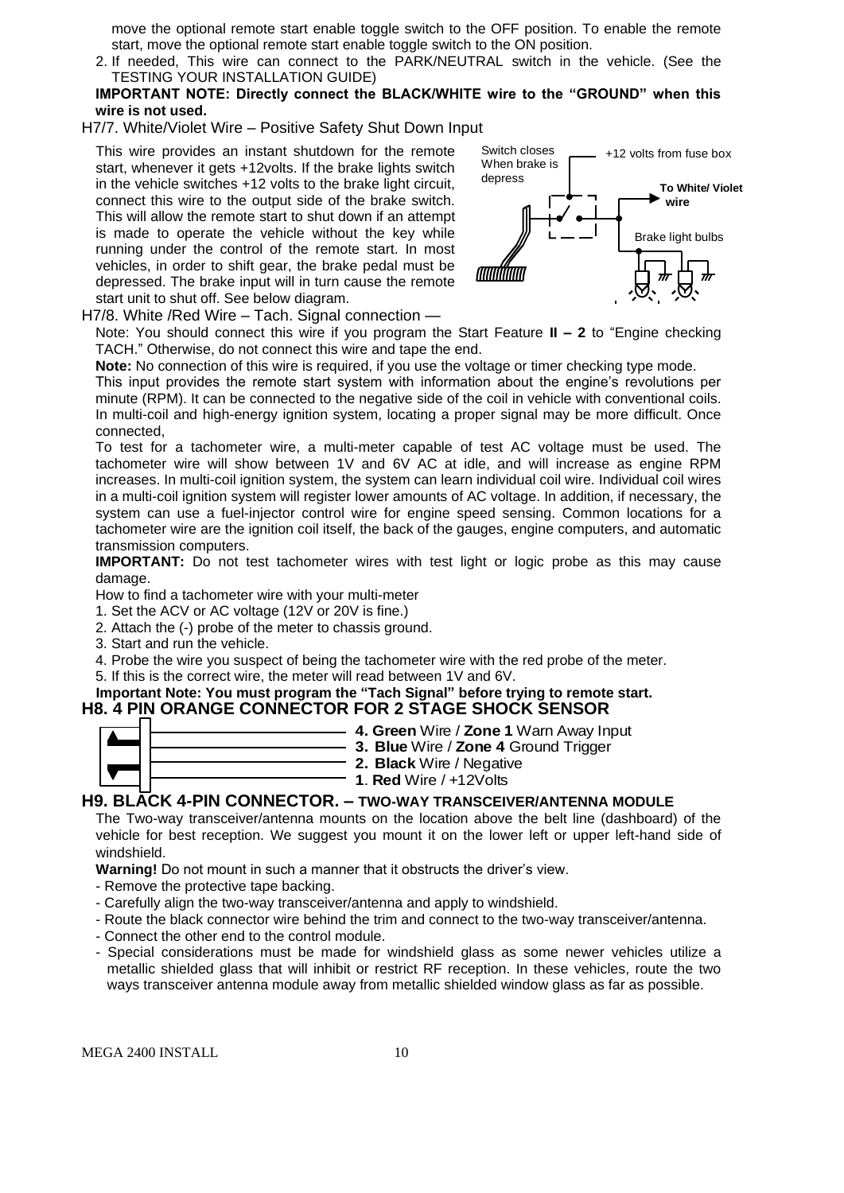move the optional remote start enable toggle switch to the OFF position. To enable the remote start, move the optional remote start enable toggle switch to the ON position.

2. If needed, This wire can connect to the PARK/NEUTRAL switch in the vehicle. (See the TESTING YOUR INSTALLATION GUIDE)

**IMPORTANT NOTE: Directly connect the BLACK/WHITE wire to the "GROUND" when this wire is not used.**

H7/7. White/Violet Wire – Positive Safety Shut Down Input

This wire provides an instant shutdown for the remote start, whenever it gets +12volts. If the brake lights switch in the vehicle switches +12 volts to the brake light circuit, connect this wire to the output side of the brake switch. This will allow the remote start to shut down if an attempt is made to operate the vehicle without the key while running under the control of the remote start. In most vehicles, in order to shift gear, the brake pedal must be depressed. The brake input will in turn cause the remote start unit to shut off. See below diagram.

Switch closes When brake is depress

+12 volts from fuse box

**To White/ Violet wire**

Brake light bulbs

H7/8. White /Red Wire – Tach. Signal connection —

Note: You should connect this wire if you program the Start Feature **II – 2** to "Engine checking TACH." Otherwise, do not connect this wire and tape the end.

**Note:** No connection of this wire is required, if you use the voltage or timer checking type mode.

This input provides the remote start system with information about the engine's revolutions per minute (RPM). It can be connected to the negative side of the coil in vehicle with conventional coils. In multi-coil and high-energy ignition system, locating a proper signal may be more difficult. Once connected,

To test for a tachometer wire, a multi-meter capable of test AC voltage must be used. The tachometer wire will show between 1V and 6V AC at idle, and will increase as engine RPM increases. In multi-coil ignition system, the system can learn individual coil wire. Individual coil wires in a multi-coil ignition system will register lower amounts of AC voltage. In addition, if necessary, the system can use a fuel-injector control wire for engine speed sensing. Common locations for a tachometer wire are the ignition coil itself, the back of the gauges, engine computers, and automatic transmission computers.

**IMPORTANT:** Do not test tachometer wires with test light or logic probe as this may cause damage.

How to find a tachometer wire with your multi-meter

1. Set the ACV or AC voltage (12V or 20V is fine.)
2. Attach the (-) probe of the meter to chassis ground.
3. Start and run the vehicle.
4. Probe the wire you suspect of being the tachometer wire with the red probe of the meter.
5. If this is the correct wire, the meter will read between 1V and 6V.

**Important Note: You must program the "Tach Signal" before trying to remote start.**

## H8. 4 PIN ORANGE CONNECTOR FOR 2 STAGE SHOCK SENSOR

- **4. Green** Wire / **Zone 1** Warn Away Input
- **3. Blue** Wire / **Zone 4** Ground Trigger
- **2. Black** Wire / Negative
- **1**. **Red** Wire / +12Volts

## H9. BLACK 4-PIN CONNECTOR. – TWO-WAY TRANSCEIVER/ANTENNA MODULE

The Two-way transceiver/antenna mounts on the location above the belt line (dashboard) of the vehicle for best reception. We suggest you mount it on the lower left or upper left-hand side of windshield.

**Warning!** Do not mount in such a manner that it obstructs the driver's view.

- Remove the protective tape backing.
- Carefully align the two-way transceiver/antenna and apply to windshield.
- Route the black connector wire behind the trim and connect to the two-way transceiver/antenna.
- Connect the other end to the control module.
- Special considerations must be made for windshield glass as some newer vehicles utilize a metallic shielded glass that will inhibit or restrict RF reception. In these vehicles, route the two ways transceiver antenna module away from metallic shielded window glass as far as possible.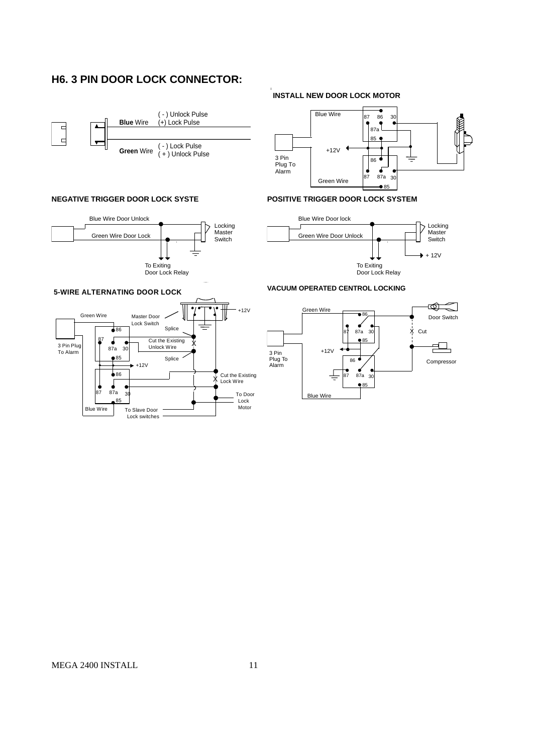## H6. 3 PIN DOOR LOCK CONNECTOR:

**Blue** Wire ( - ) Unlock Pulse (+) Lock Pulse

**Green** Wire ( - ) Lock Pulse ( + ) Unlock Pulse

**INSTALL NEW DOOR LOCK MOTOR**

Blue Wire 87 86 30 87a 85 +12V 3 Pin Plug To Alarm 86 87 87a 30 Green Wire 85

**NEGATIVE TRIGGER DOOR LOCK SYSTE**

Blue Wire Door Unlock
Green Wire Door Lock
Locking Master Switch
To Exiting Door Lock Relay

**POSITIVE TRIGGER DOOR LOCK SYSTEM**

Blue Wire Door lock
Green Wire Door Unlock
Locking Master Switch
+ 12V
To Exiting Door Lock Relay

**5-WIRE ALTERNATING DOOR LOCK**

Green Wire, Master Door Lock Switch, +12V, Splice, Cut the Existing Unlock Wire, Splice, 3 Pin Plug To Alarm, 86, 87, 87a, 30, 85, +12V, 86, Cut the Existing Lock Wire, 87, 87a, 30, 85, To Door Lock Motor, Blue Wire, To Slave Door Lock switches

**VACUUM OPERATED CENTROL LOCKING**

Green Wire, 86, Door Switch, 87, 87a, 30, Cut, 85, 3 Pin Plug To Alarm, +12V, 86, Compressor, 87, 87a, 30, 85, Blue Wire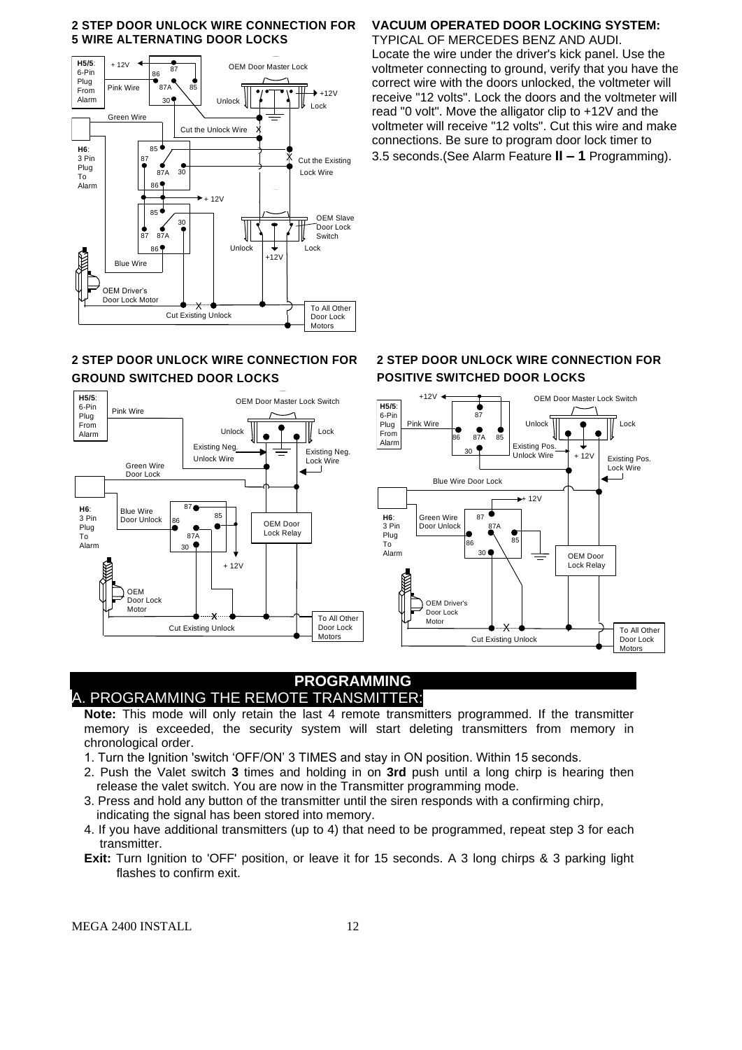## 2 STEP DOOR UNLOCK WIRE CONNECTION FOR 5 WIRE ALTERNATING DOOR LOCKS

## VACUUM OPERATED DOOR LOCKING SYSTEM:

TYPICAL OF MERCEDES BENZ AND AUDI.

Locate the wire under the driver's kick panel. Use the voltmeter connecting to ground, verify that you have the correct wire with the doors unlocked, the voltmeter will receive "12 volts". Lock the doors and the voltmeter will read "0 volt". Move the alligator clip to +12V and the voltmeter will receive "12 volts". Cut this wire and make connections. Be sure to program door lock timer to 3.5 seconds.(See Alarm Feature **II – 1** Programming).

## 2 STEP DOOR UNLOCK WIRE CONNECTION FOR GROUND SWITCHED DOOR LOCKS

## 2 STEP DOOR UNLOCK WIRE CONNECTION FOR POSITIVE SWITCHED DOOR LOCKS

# PROGRAMMING

## A. PROGRAMMING THE REMOTE TRANSMITTER:

**Note:** This mode will only retain the last 4 remote transmitters programmed. If the transmitter memory is exceeded, the security system will start deleting transmitters from memory in chronological order.

1. Turn the Ignition 'switch 'OFF/ON' 3 TIMES and stay in ON position. Within 15 seconds.
2. Push the Valet switch **3** times and holding in on **3rd** push until a long chirp is hearing then release the valet switch. You are now in the Transmitter programming mode.
3. Press and hold any button of the transmitter until the siren responds with a confirming chirp, indicating the signal has been stored into memory.
4. If you have additional transmitters (up to 4) that need to be programmed, repeat step 3 for each transmitter.

**Exit:** Turn Ignition to 'OFF' position, or leave it for 15 seconds. A 3 long chirps & 3 parking light flashes to confirm exit.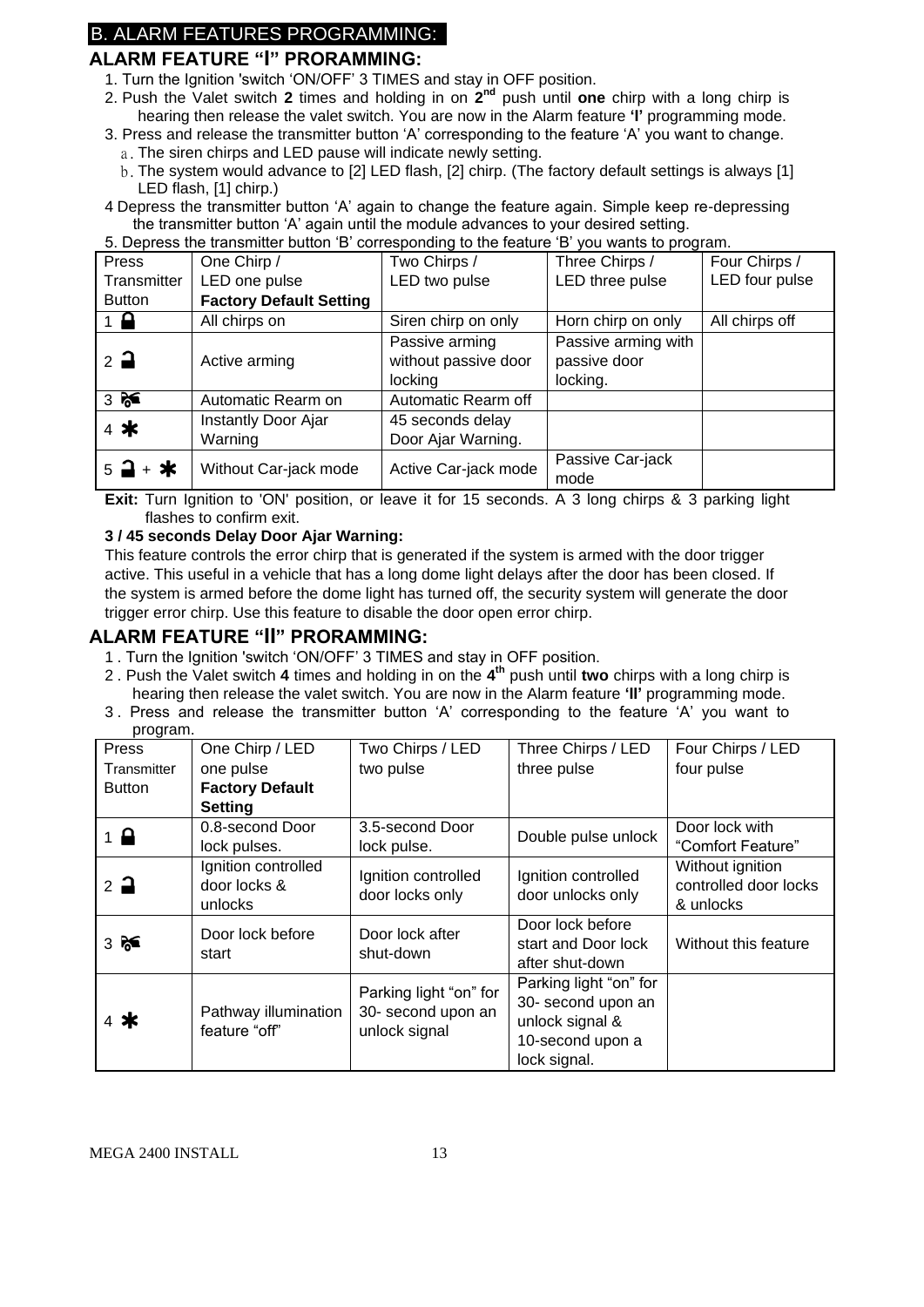## B. ALARM FEATURES PROGRAMMING:

### ALARM FEATURE "I" PRORAMMING:

1. Turn the Ignition 'switch 'ON/OFF' 3 TIMES and stay in OFF position.
2. Push the Valet switch **2** times and holding in on **2nd** push until **one** chirp with a long chirp is hearing then release the valet switch. You are now in the Alarm feature **'I'** programming mode.
3. Press and release the transmitter button 'A' corresponding to the feature 'A' you want to change.
   a. The siren chirps and LED pause will indicate newly setting.
   b. The system would advance to [2] LED flash, [2] chirp. (The factory default settings is always [1] LED flash, [1] chirp.)
4. Depress the transmitter button 'A' again to change the feature again. Simple keep re-depressing the transmitter button 'A' again until the module advances to your desired setting.
5. Depress the transmitter button 'B' corresponding to the feature 'B' you wants to program.

| Press Transmitter Button | One Chirp / LED one pulse **Factory Default Setting** | Two Chirps / LED two pulse | Three Chirps / LED three pulse | Four Chirps / LED four pulse |
|---|---|---|---|---|
| 1 🔒 | All chirps on | Siren chirp on only | Horn chirp on only | All chirps off |
| 2 🔓 | Active arming | Passive arming without passive door locking | Passive arming with passive door locking. | |
| 3 | Automatic Rearm on | Automatic Rearm off | | |
| 4 * | Instantly Door Ajar Warning | 45 seconds delay Door Ajar Warning. | | |
| 5 🔓 + * | Without Car-jack mode | Active Car-jack mode | Passive Car-jack mode | |

**Exit:** Turn Ignition to 'ON' position, or leave it for 15 seconds. A 3 long chirps & 3 parking light flashes to confirm exit.

**3 / 45 seconds Delay Door Ajar Warning:**

This feature controls the error chirp that is generated if the system is armed with the door trigger active. This useful in a vehicle that has a long dome light delays after the door has been closed. If the system is armed before the dome light has turned off, the security system will generate the door trigger error chirp. Use this feature to disable the door open error chirp.

### ALARM FEATURE "II" PRORAMMING:

1. Turn the Ignition 'switch 'ON/OFF' 3 TIMES and stay in OFF position.
2. Push the Valet switch **4** times and holding in on the **4th** push until **two** chirps with a long chirp is hearing then release the valet switch. You are now in the Alarm feature **'II'** programming mode.
3. Press and release the transmitter button 'A' corresponding to the feature 'A' you want to program.

| Press Transmitter Button | One Chirp / LED one pulse **Factory Default Setting** | Two Chirps / LED two pulse | Three Chirps / LED three pulse | Four Chirps / LED four pulse |
|---|---|---|---|---|
| 1 🔒 | 0.8-second Door lock pulses. | 3.5-second Door lock pulse. | Double pulse unlock | Door lock with "Comfort Feature" |
| 2 🔓 | Ignition controlled door locks & unlocks | Ignition controlled door locks only | Ignition controlled door unlocks only | Without ignition controlled door locks & unlocks |
| 3 | Door lock before start | Door lock after shut-down | Door lock before start and Door lock after shut-down | Without this feature |
| 4 * | Pathway illumination feature "off" | Parking light "on" for 30- second upon an unlock signal | Parking light "on" for 30- second upon an unlock signal & 10-second upon a lock signal. | |

MEGA 2400 INSTALL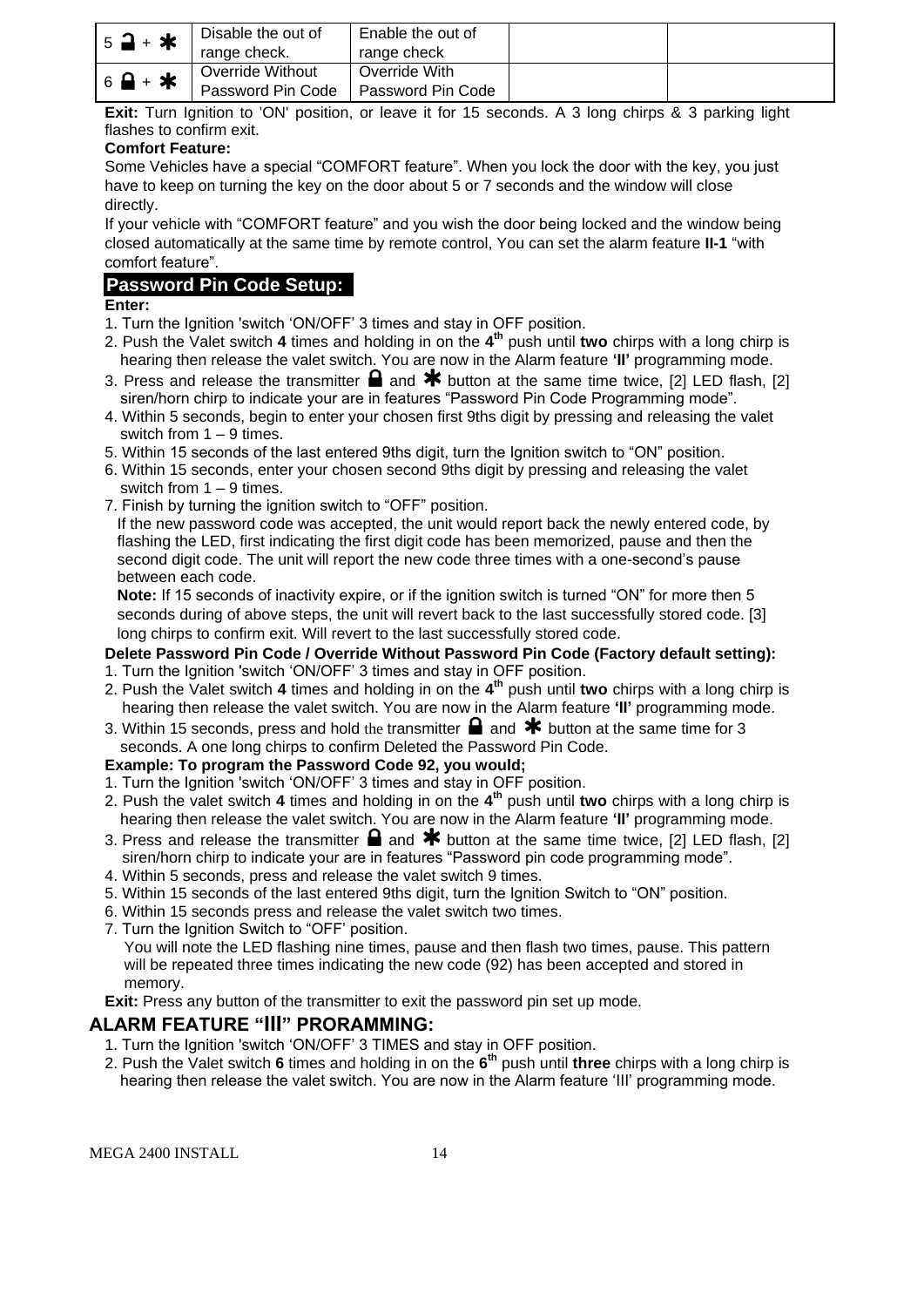| 5 🔓 + ✱ | Disable the out of range check. | Enable the out of range check | | |
|---|---|---|---|---|
| 6 🔒 + ✱ | Override Without Password Pin Code | Override With Password Pin Code | | |

**Exit:** Turn Ignition to 'ON' position, or leave it for 15 seconds. A 3 long chirps & 3 parking light flashes to confirm exit.

**Comfort Feature:**

Some Vehicles have a special "COMFORT feature". When you lock the door with the key, you just have to keep on turning the key on the door about 5 or 7 seconds and the window will close directly.

If your vehicle with "COMFORT feature" and you wish the door being locked and the window being closed automatically at the same time by remote control, You can set the alarm feature **II-1** "with comfort feature".

## Password Pin Code Setup:

**Enter:**

1. Turn the Ignition 'switch 'ON/OFF' 3 times and stay in OFF position.
2. Push the Valet switch **4** times and holding in on the **4th** push until **two** chirps with a long chirp is hearing then release the valet switch. You are now in the Alarm feature **'II'** programming mode.
3. Press and release the transmitter 🔒 and ✱ button at the same time twice, [2] LED flash, [2] siren/horn chirp to indicate your are in features "Password Pin Code Programming mode".
4. Within 5 seconds, begin to enter your chosen first 9ths digit by pressing and releasing the valet switch from 1 – 9 times.
5. Within 15 seconds of the last entered 9ths digit, turn the Ignition switch to "ON" position.
6. Within 15 seconds, enter your chosen second 9ths digit by pressing and releasing the valet switch from 1 – 9 times.
7. Finish by turning the ignition switch to "OFF" position.
   If the new password code was accepted, the unit would report back the newly entered code, by flashing the LED, first indicating the first digit code has been memorized, pause and then the second digit code. The unit will report the new code three times with a one-second's pause between each code.

   **Note:** If 15 seconds of inactivity expire, or if the ignition switch is turned "ON" for more then 5 seconds during of above steps, the unit will revert back to the last successfully stored code. [3] long chirps to confirm exit. Will revert to the last successfully stored code.

**Delete Password Pin Code / Override Without Password Pin Code (Factory default setting):**

1. Turn the Ignition 'switch 'ON/OFF' 3 times and stay in OFF position.
2. Push the Valet switch **4** times and holding in on the **4th** push until **two** chirps with a long chirp is hearing then release the valet switch. You are now in the Alarm feature **'II'** programming mode.
3. Within 15 seconds, press and hold the transmitter 🔒 and ✱ button at the same time for 3 seconds. A one long chirps to confirm Deleted the Password Pin Code.

**Example: To program the Password Code 92, you would;**

1. Turn the Ignition 'switch 'ON/OFF' 3 times and stay in OFF position.
2. Push the valet switch **4** times and holding in on the **4th** push until **two** chirps with a long chirp is hearing then release the valet switch. You are now in the Alarm feature **'II'** programming mode.
3. Press and release the transmitter 🔒 and ✱ button at the same time twice, [2] LED flash, [2] siren/horn chirp to indicate your are in features "Password pin code programming mode".
4. Within 5 seconds, press and release the valet switch 9 times.
5. Within 15 seconds of the last entered 9ths digit, turn the Ignition Switch to "ON" position.
6. Within 15 seconds press and release the valet switch two times.
7. Turn the Ignition Switch to "OFF' position.
   You will note the LED flashing nine times, pause and then flash two times, pause. This pattern will be repeated three times indicating the new code (92) has been accepted and stored in memory.

**Exit:** Press any button of the transmitter to exit the password pin set up mode.

## ALARM FEATURE "III" PRORAMMING:

1. Turn the Ignition 'switch 'ON/OFF' 3 TIMES and stay in OFF position.
2. Push the Valet switch **6** times and holding in on the **6th** push until **three** chirps with a long chirp is hearing then release the valet switch. You are now in the Alarm feature 'III' programming mode.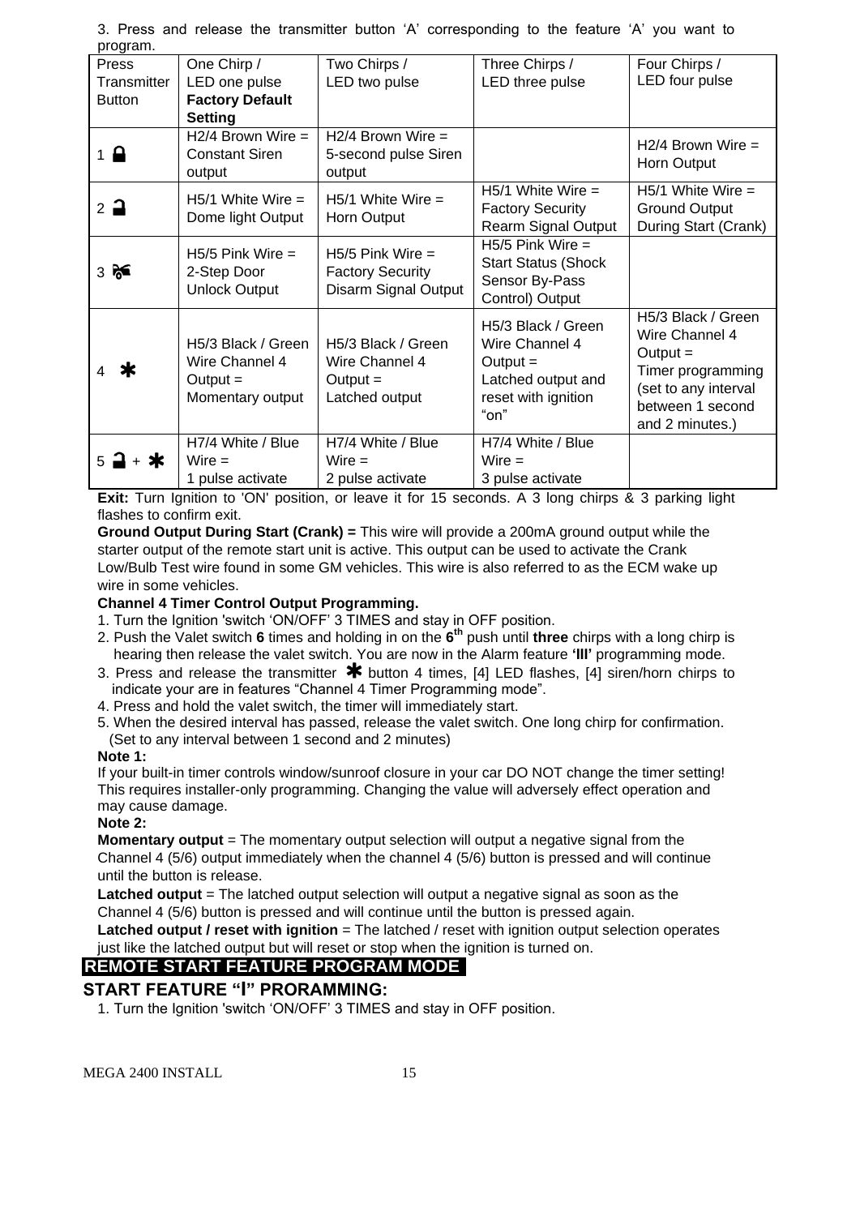3. Press and release the transmitter button 'A' corresponding to the feature 'A' you want to program.

| Press Transmitter Button | One Chirp / LED one pulse **Factory Default Setting** | Two Chirps / LED two pulse | Three Chirps / LED three pulse | Four Chirps / LED four pulse |
|---|---|---|---|---|
| 1 🔒 | H2/4 Brown Wire = Constant Siren output | H2/4 Brown Wire = 5-second pulse Siren output | | H2/4 Brown Wire = Horn Output |
| 2 🔓 | H5/1 White Wire = Dome light Output | H5/1 White Wire = Horn Output | H5/1 White Wire = Factory Security Rearm Signal Output | H5/1 White Wire = Ground Output During Start (Crank) |
| 3 | H5/5 Pink Wire = 2-Step Door Unlock Output | H5/5 Pink Wire = Factory Security Disarm Signal Output | H5/5 Pink Wire = Start Status (Shock Sensor By-Pass Control) Output | |
| 4 ✱ | H5/3 Black / Green Wire Channel 4 Output = Momentary output | H5/3 Black / Green Wire Channel 4 Output = Latched output | H5/3 Black / Green Wire Channel 4 Output = Latched output and reset with ignition "on" | H5/3 Black / Green Wire Channel 4 Output = Timer programming (set to any interval between 1 second and 2 minutes.) |
| 5 🔓 + ✱ | H7/4 White / Blue Wire = 1 pulse activate | H7/4 White / Blue Wire = 2 pulse activate | H7/4 White / Blue Wire = 3 pulse activate | |

**Exit:** Turn Ignition to 'ON' position, or leave it for 15 seconds. A 3 long chirps & 3 parking light flashes to confirm exit.

**Ground Output During Start (Crank) =** This wire will provide a 200mA ground output while the starter output of the remote start unit is active. This output can be used to activate the Crank Low/Bulb Test wire found in some GM vehicles. This wire is also referred to as the ECM wake up wire in some vehicles.

**Channel 4 Timer Control Output Programming.**

1. Turn the Ignition 'switch 'ON/OFF' 3 TIMES and stay in OFF position.
2. Push the Valet switch **6** times and holding in on the **6th** push until **three** chirps with a long chirp is hearing then release the valet switch. You are now in the Alarm feature **'III'** programming mode.
3. Press and release the transmitter ✱ button 4 times, [4] LED flashes, [4] siren/horn chirps to indicate your are in features "Channel 4 Timer Programming mode".
4. Press and hold the valet switch, the timer will immediately start.
5. When the desired interval has passed, release the valet switch. One long chirp for confirmation. (Set to any interval between 1 second and 2 minutes)

**Note 1:**

If your built-in timer controls window/sunroof closure in your car DO NOT change the timer setting! This requires installer-only programming. Changing the value will adversely effect operation and may cause damage.

**Note 2:**

**Momentary output** = The momentary output selection will output a negative signal from the Channel 4 (5/6) output immediately when the channel 4 (5/6) button is pressed and will continue until the button is release.

**Latched output** = The latched output selection will output a negative signal as soon as the Channel 4 (5/6) button is pressed and will continue until the button is pressed again.

**Latched output / reset with ignition** = The latched / reset with ignition output selection operates just like the latched output but will reset or stop when the ignition is turned on.

## REMOTE START FEATURE PROGRAM MODE

### START FEATURE "I" PRORAMMING:

1. Turn the Ignition 'switch 'ON/OFF' 3 TIMES and stay in OFF position.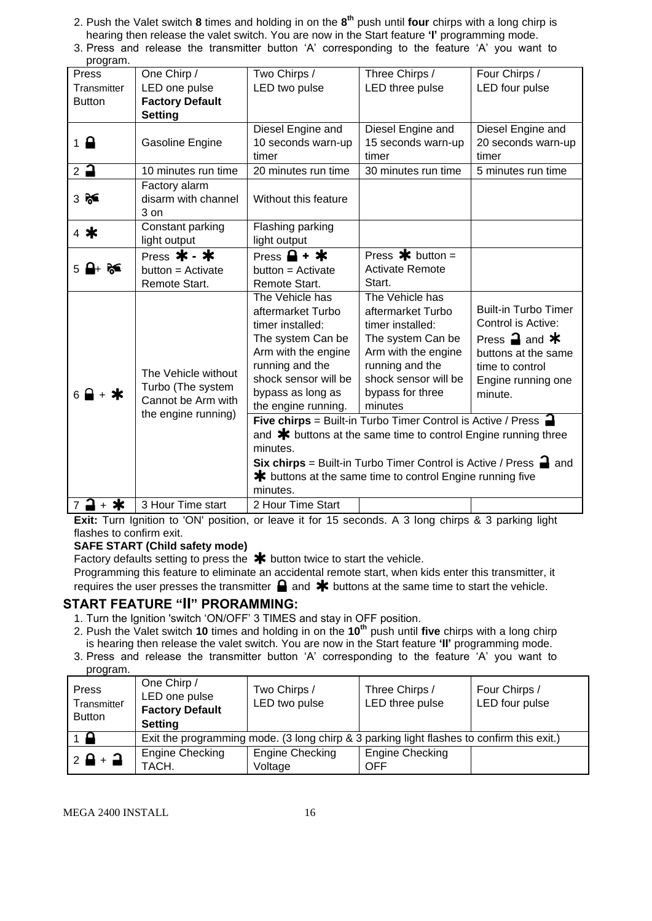2. Push the Valet switch **8** times and holding in on the **8th** push until **four** chirps with a long chirp is hearing then release the valet switch. You are now in the Start feature **'I'** programming mode.
3. Press and release the transmitter button 'A' corresponding to the feature 'A' you want to program.

| Press Transmitter Button | One Chirp / LED one pulse **Factory Default Setting** | Two Chirps / LED two pulse | Three Chirps / LED three pulse | Four Chirps / LED four pulse |
|---|---|---|---|---|
| 1 🔒 | Gasoline Engine | Diesel Engine and 10 seconds warn-up timer | Diesel Engine and 15 seconds warn-up timer | Diesel Engine and 20 seconds warn-up timer |
| 2 🔓 | 10 minutes run time | 20 minutes run time | 30 minutes run time | 5 minutes run time |
| 3 🚗 | Factory alarm disarm with channel 3 on | Without this feature | | |
| 4 ✱ | Constant parking light output | Flashing parking light output | | |
| 5 🔒+ 🚗 | Press ✱ - ✱ button = Activate Remote Start. | Press 🔒 + ✱ button = Activate Remote Start. | Press ✱ button = Activate Remote Start. | |
| 6 🔒 + ✱ | The Vehicle without Turbo (The system Cannot be Arm with the engine running) | The Vehicle has aftermarket Turbo timer installed: The system Can be Arm with the engine running and the shock sensor will be bypass as long as the engine running. | The Vehicle has aftermarket Turbo timer installed: The system Can be Arm with the engine running and the shock sensor will be bypass for three minutes | Built-in Turbo Timer Control is Active: Press 🔓 and ✱ buttons at the same time to control Engine running one minute. |
| | | **Five chirps** = Built-in Turbo Timer Control is Active / Press 🔓 and ✱ buttons at the same time to control Engine running three minutes. **Six chirps** = Built-in Turbo Timer Control is Active / Press 🔓 and ✱ buttons at the same time to control Engine running five minutes. | | |
| 7 🔓 + ✱ | 3 Hour Time start | 2 Hour Time Start | | |

**Exit:** Turn Ignition to 'ON' position, or leave it for 15 seconds. A 3 long chirps & 3 parking light flashes to confirm exit.

**SAFE START (Child safety mode)**

Factory defaults setting to press the ✱ button twice to start the vehicle.

Programming this feature to eliminate an accidental remote start, when kids enter this transmitter, it requires the user presses the transmitter 🔒 and ✱ buttons at the same time to start the vehicle.

## START FEATURE "II" PRORAMMING:

1. Turn the Ignition 'switch 'ON/OFF' 3 TIMES and stay in OFF position.
2. Push the Valet switch **10** times and holding in on the **10th** push until **five** chirps with a long chirp is hearing then release the valet switch. You are now in the Start feature **'II'** programming mode.
3. Press and release the transmitter button 'A' corresponding to the feature 'A' you want to program.

| Press Transmitter Button | One Chirp / LED one pulse **Factory Default Setting** | Two Chirps / LED two pulse | Three Chirps / LED three pulse | Four Chirps / LED four pulse |
|---|---|---|---|---|
| 1 🔒 | Exit the programming mode. (3 long chirp & 3 parking light flashes to confirm this exit.) | | | |
| 2 🔒 + 🔓 | Engine Checking TACH. | Engine Checking Voltage | Engine Checking OFF | |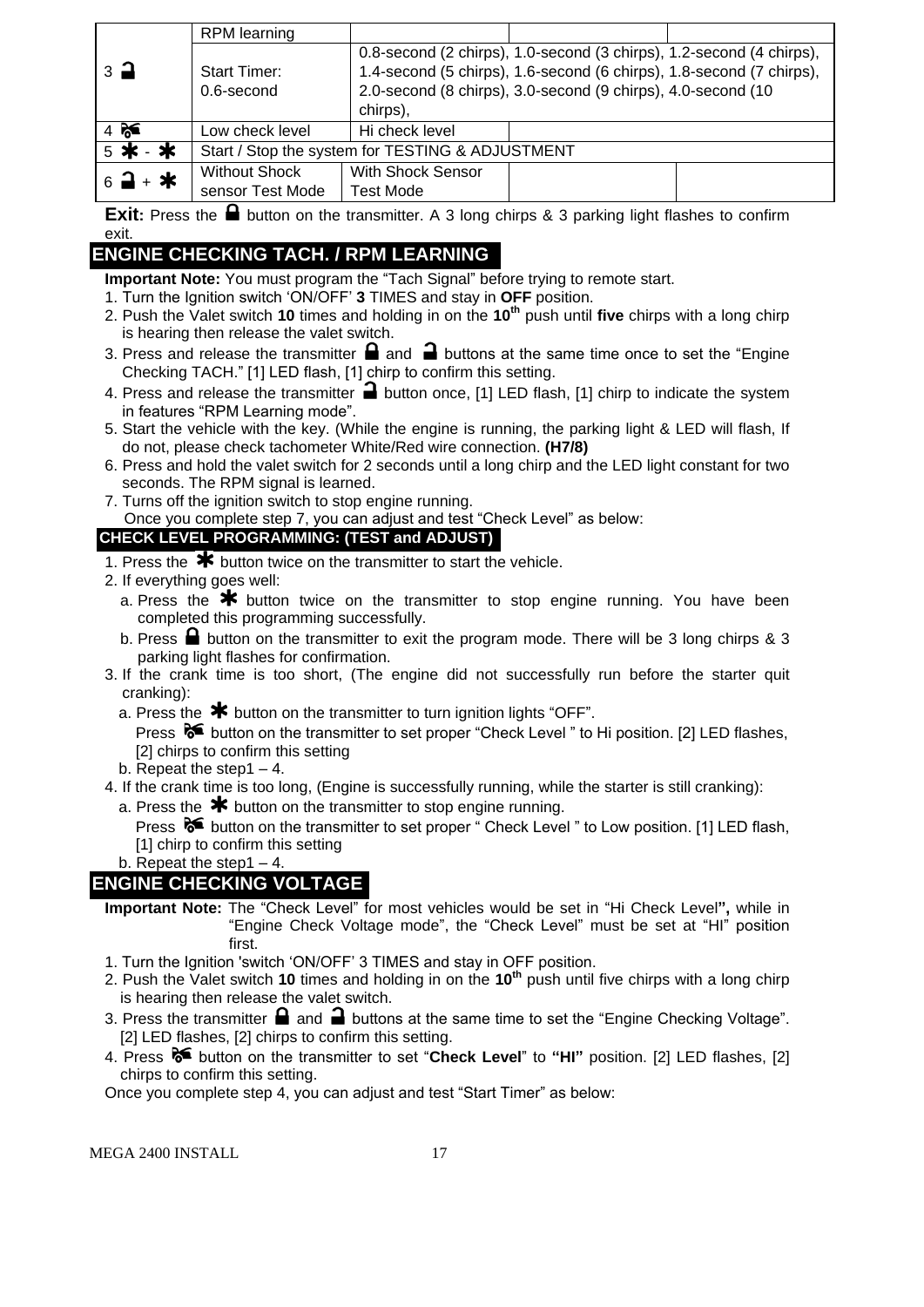| 3 🔓 | RPM learning | | | |
|---|---|---|---|---|
| | Start Timer: 0.6-second | 0.8-second (2 chirps), 1.0-second (3 chirps), 1.2-second (4 chirps), 1.4-second (5 chirps), 1.6-second (6 chirps), 1.8-second (7 chirps), 2.0-second (8 chirps), 3.0-second (9 chirps), 4.0-second (10 chirps), | | |
| 4 🚘 | Low check level | Hi check level | | |
| 5 ✱ - ✱ | Start / Stop the system for TESTING & ADJUSTMENT | | | |
| 6 🔓 + ✱ | Without Shock sensor Test Mode | With Shock Sensor Test Mode | | |

**Exit:** Press the 🔒 button on the transmitter. A 3 long chirps & 3 parking light flashes to confirm exit.

## ENGINE CHECKING TACH. / RPM LEARNING

**Important Note:** You must program the "Tach Signal" before trying to remote start.

1. Turn the Ignition switch 'ON/OFF' **3** TIMES and stay in **OFF** position.
2. Push the Valet switch **10** times and holding in on the **10th** push until **five** chirps with a long chirp is hearing then release the valet switch.
3. Press and release the transmitter 🔒 and 🔓 buttons at the same time once to set the "Engine Checking TACH." [1] LED flash, [1] chirp to confirm this setting.
4. Press and release the transmitter 🔓 button once, [1] LED flash, [1] chirp to indicate the system in features "RPM Learning mode".
5. Start the vehicle with the key. (While the engine is running, the parking light & LED will flash, If do not, please check tachometer White/Red wire connection. **(H7/8)**
6. Press and hold the valet switch for 2 seconds until a long chirp and the LED light constant for two seconds. The RPM signal is learned.
7. Turns off the ignition switch to stop engine running.
   Once you complete step 7, you can adjust and test "Check Level" as below:

### CHECK LEVEL PROGRAMMING: (TEST and ADJUST)

1. Press the ✱ button twice on the transmitter to start the vehicle.
2. If everything goes well:
   a. Press the ✱ button twice on the transmitter to stop engine running. You have been completed this programming successfully.
   b. Press 🔒 button on the transmitter to exit the program mode. There will be 3 long chirps & 3 parking light flashes for confirmation.
3. If the crank time is too short, (The engine did not successfully run before the starter quit cranking):
   a. Press the ✱ button on the transmitter to turn ignition lights "OFF".
   Press 🚘 button on the transmitter to set proper "Check Level " to Hi position. [2] LED flashes, [2] chirps to confirm this setting
   b. Repeat the step1 – 4.
4. If the crank time is too long, (Engine is successfully running, while the starter is still cranking):
   a. Press the ✱ button on the transmitter to stop engine running.
   Press 🚘 button on the transmitter to set proper " Check Level " to Low position. [1] LED flash, [1] chirp to confirm this setting
   b. Repeat the step1 – 4.

## ENGINE CHECKING VOLTAGE

**Important Note:** The "Check Level" for most vehicles would be set in "Hi Check Level**",** while in "Engine Check Voltage mode", the "Check Level" must be set at "HI" position first.

1. Turn the Ignition 'switch 'ON/OFF' 3 TIMES and stay in OFF position.
2. Push the Valet switch **10** times and holding in on the **10th** push until five chirps with a long chirp is hearing then release the valet switch.
3. Press the transmitter 🔒 and 🔓 buttons at the same time to set the "Engine Checking Voltage". [2] LED flashes, [2] chirps to confirm this setting.
4. Press 🚘 button on the transmitter to set "**Check Level**" to **"HI"** position. [2] LED flashes, [2] chirps to confirm this setting.

Once you complete step 4, you can adjust and test "Start Timer" as below: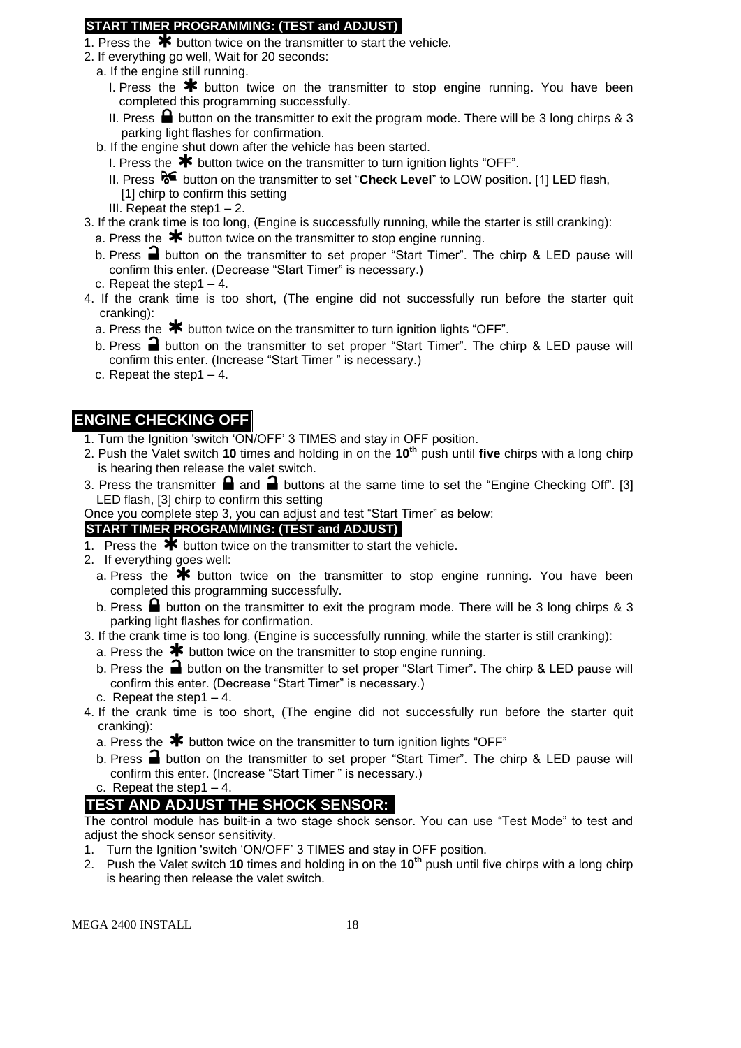**START TIMER PROGRAMMING: (TEST and ADJUST)**

1. Press the ✱ button twice on the transmitter to start the vehicle.
2. If everything go well, Wait for 20 seconds:
   a. If the engine still running.
      I. Press the ✱ button twice on the transmitter to stop engine running. You have been completed this programming successfully.
      II. Press 🔒 button on the transmitter to exit the program mode. There will be 3 long chirps & 3 parking light flashes for confirmation.
   b. If the engine shut down after the vehicle has been started.
      I. Press the ✱ button twice on the transmitter to turn ignition lights "OFF".
      II. Press 🚗 button on the transmitter to set "**Check Level**" to LOW position. [1] LED flash, [1] chirp to confirm this setting
      III. Repeat the step1 – 2.
3. If the crank time is too long, (Engine is successfully running, while the starter is still cranking):
   a. Press the ✱ button twice on the transmitter to stop engine running.
   b. Press 🔓 button on the transmitter to set proper "Start Timer". The chirp & LED pause will confirm this enter. (Decrease "Start Timer" is necessary.)
   c. Repeat the step1 – 4.
4. If the crank time is too short, (The engine did not successfully run before the starter quit cranking):
   a. Press the ✱ button twice on the transmitter to turn ignition lights "OFF".
   b. Press 🔓 button on the transmitter to set proper "Start Timer". The chirp & LED pause will confirm this enter. (Increase "Start Timer " is necessary.)
   c. Repeat the step1 – 4.

## ENGINE CHECKING OFF

1. Turn the Ignition 'switch 'ON/OFF' 3 TIMES and stay in OFF position.
2. Push the Valet switch **10** times and holding in on the **10th** push until **five** chirps with a long chirp is hearing then release the valet switch.
3. Press the transmitter 🔒 and 🔓 buttons at the same time to set the "Engine Checking Off". [3] LED flash, [3] chirp to confirm this setting

Once you complete step 3, you can adjust and test "Start Timer" as below:

**START TIMER PROGRAMMING: (TEST and ADJUST)**

1. Press the ✱ button twice on the transmitter to start the vehicle.
2. If everything goes well:
   a. Press the ✱ button twice on the transmitter to stop engine running. You have been completed this programming successfully.
   b. Press 🔒 button on the transmitter to exit the program mode. There will be 3 long chirps & 3 parking light flashes for confirmation.
3. If the crank time is too long, (Engine is successfully running, while the starter is still cranking):
   a. Press the ✱ button twice on the transmitter to stop engine running.
   b. Press the 🔓 button on the transmitter to set proper "Start Timer". The chirp & LED pause will confirm this enter. (Decrease "Start Timer" is necessary.)
   c. Repeat the step1 – 4.
4. If the crank time is too short, (The engine did not successfully run before the starter quit cranking):
   a. Press the ✱ button twice on the transmitter to turn ignition lights "OFF"
   b. Press 🔓 button on the transmitter to set proper "Start Timer". The chirp & LED pause will confirm this enter. (Increase "Start Timer " is necessary.)
   c. Repeat the step1 – 4.

## TEST AND ADJUST THE SHOCK SENSOR:

The control module has built-in a two stage shock sensor. You can use "Test Mode" to test and adjust the shock sensor sensitivity.

1. Turn the Ignition 'switch 'ON/OFF' 3 TIMES and stay in OFF position.
2. Push the Valet switch **10** times and holding in on the **10th** push until five chirps with a long chirp is hearing then release the valet switch.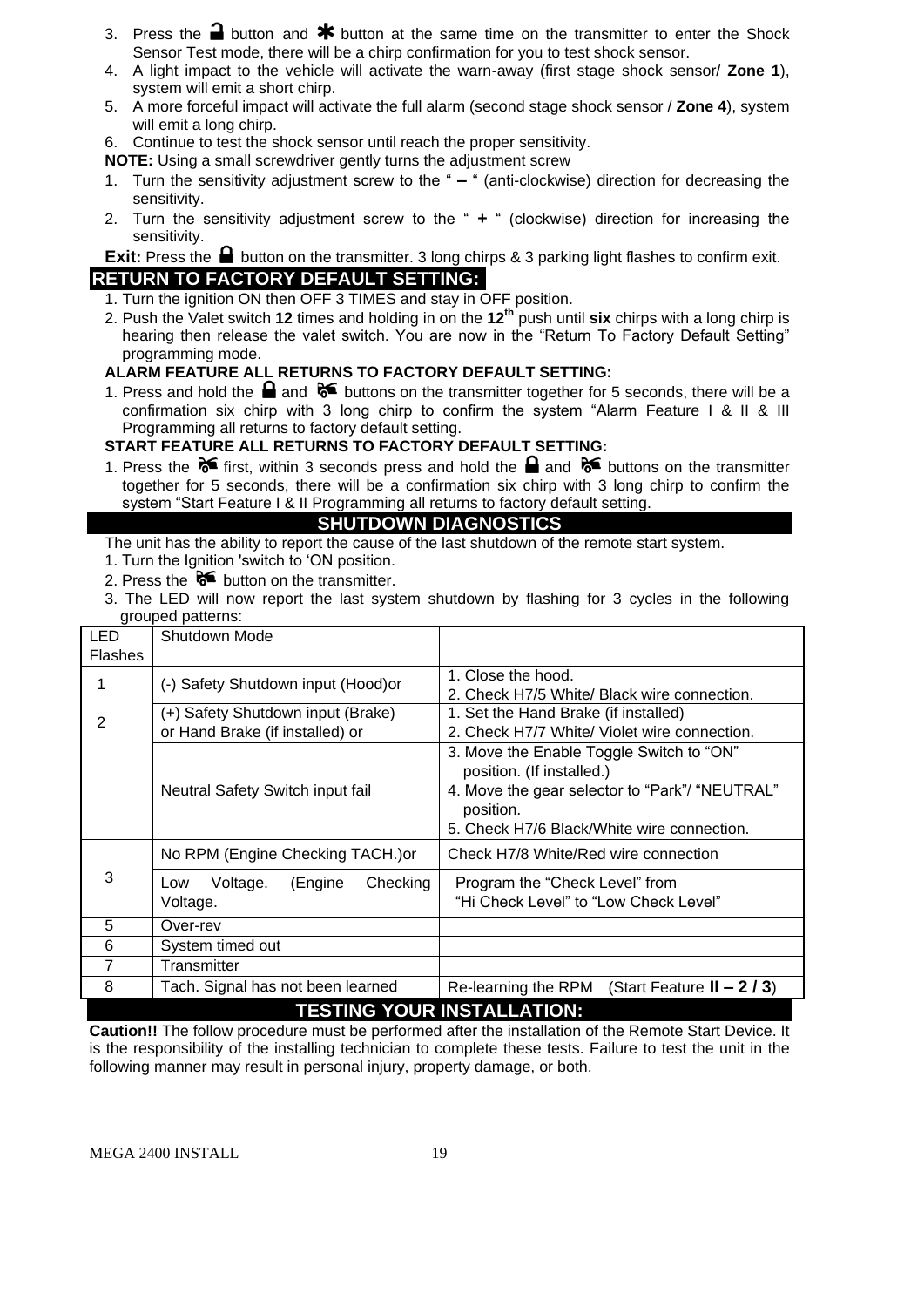3. Press the 🔒 button and ✱ button at the same time on the transmitter to enter the Shock Sensor Test mode, there will be a chirp confirmation for you to test shock sensor.
4. A light impact to the vehicle will activate the warn-away (first stage shock sensor/ **Zone 1**), system will emit a short chirp.
5. A more forceful impact will activate the full alarm (second stage shock sensor / **Zone 4**), system will emit a long chirp.
6. Continue to test the shock sensor until reach the proper sensitivity.

**NOTE:** Using a small screwdriver gently turns the adjustment screw

1. Turn the sensitivity adjustment screw to the " **–** " (anti-clockwise) direction for decreasing the sensitivity.
2. Turn the sensitivity adjustment screw to the " **+** " (clockwise) direction for increasing the sensitivity.

**Exit:** Press the 🔒 button on the transmitter. 3 long chirps & 3 parking light flashes to confirm exit.

## RETURN TO FACTORY DEFAULT SETTING:

1. Turn the ignition ON then OFF 3 TIMES and stay in OFF position.
2. Push the Valet switch **12** times and holding in on the **12th** push until **six** chirps with a long chirp is hearing then release the valet switch. You are now in the "Return To Factory Default Setting" programming mode.

**ALARM FEATURE ALL RETURNS TO FACTORY DEFAULT SETTING:**

1. Press and hold the 🔒 and 🚗 buttons on the transmitter together for 5 seconds, there will be a confirmation six chirp with 3 long chirp to confirm the system "Alarm Feature I & II & III Programming all returns to factory default setting.

**START FEATURE ALL RETURNS TO FACTORY DEFAULT SETTING:**

1. Press the 🚗 first, within 3 seconds press and hold the 🔒 and 🚗 buttons on the transmitter together for 5 seconds, there will be a confirmation six chirp with 3 long chirp to confirm the system "Start Feature I & II Programming all returns to factory default setting.

## SHUTDOWN DIAGNOSTICS

The unit has the ability to report the cause of the last shutdown of the remote start system.

1. Turn the Ignition 'switch to 'ON position.
2. Press the 🚗 button on the transmitter.
3. The LED will now report the last system shutdown by flashing for 3 cycles in the following grouped patterns:

| LED Flashes | Shutdown Mode | |
|---|---|---|
| 1 | (-) Safety Shutdown input (Hood)or | 1. Close the hood.<br>2. Check H7/5 White/ Black wire connection. |
| 2 | (+) Safety Shutdown input (Brake) or Hand Brake (if installed) or | 1. Set the Hand Brake (if installed)<br>2. Check H7/7 White/ Violet wire connection. |
| | Neutral Safety Switch input fail | 3. Move the Enable Toggle Switch to "ON" position. (If installed.)<br>4. Move the gear selector to "Park"/ "NEUTRAL" position.<br>5. Check H7/6 Black/White wire connection. |
| 3 | No RPM (Engine Checking TACH.)or | Check H7/8 White/Red wire connection |
| | Low Voltage. (Engine Checking Voltage. | Program the "Check Level" from "Hi Check Level" to "Low Check Level" |
| 5 | Over-rev | |
| 6 | System timed out | |
| 7 | Transmitter | |
| 8 | Tach. Signal has not been learned | Re-learning the RPM (Start Feature **II – 2 / 3**) |

## TESTING YOUR INSTALLATION:

**Caution!!** The follow procedure must be performed after the installation of the Remote Start Device. It is the responsibility of the installing technician to complete these tests. Failure to test the unit in the following manner may result in personal injury, property damage, or both.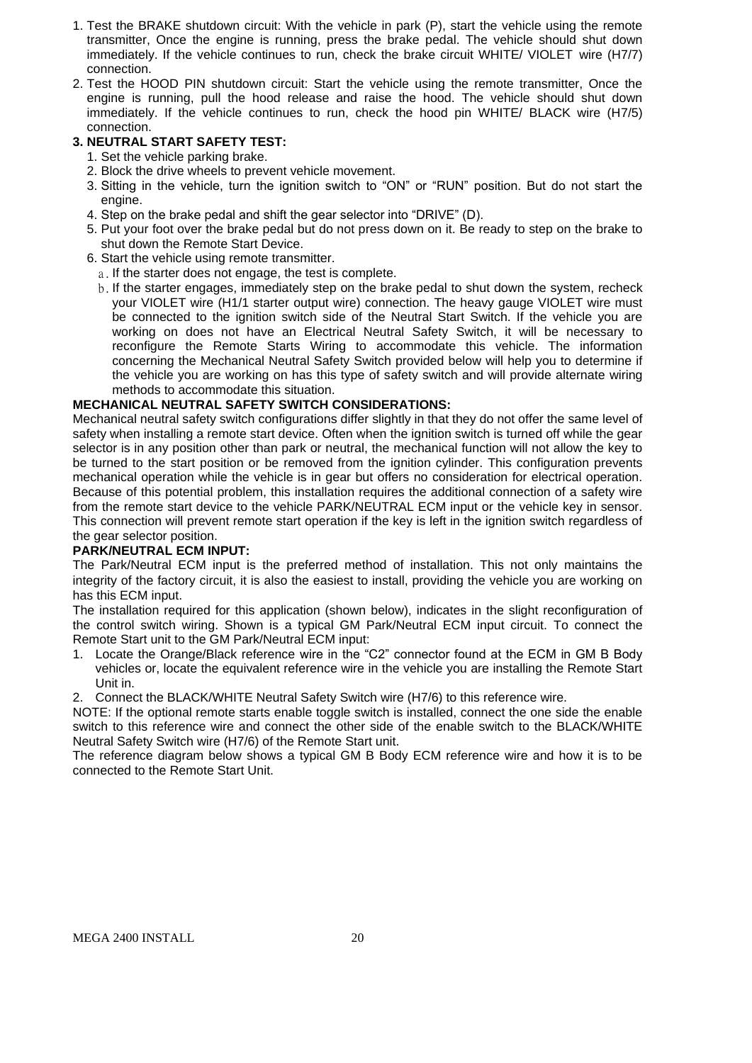1. Test the BRAKE shutdown circuit: With the vehicle in park (P), start the vehicle using the remote transmitter, Once the engine is running, press the brake pedal. The vehicle should shut down immediately. If the vehicle continues to run, check the brake circuit WHITE/ VIOLET wire (H7/7) connection.
2. Test the HOOD PIN shutdown circuit: Start the vehicle using the remote transmitter, Once the engine is running, pull the hood release and raise the hood. The vehicle should shut down immediately. If the vehicle continues to run, check the hood pin WHITE/ BLACK wire (H7/5) connection.

**3. NEUTRAL START SAFETY TEST:**

1. Set the vehicle parking brake.
2. Block the drive wheels to prevent vehicle movement.
3. Sitting in the vehicle, turn the ignition switch to “ON” or “RUN” position. But do not start the engine.
4. Step on the brake pedal and shift the gear selector into “DRIVE” (D).
5. Put your foot over the brake pedal but do not press down on it. Be ready to step on the brake to shut down the Remote Start Device.
6. Start the vehicle using remote transmitter.
   a. If the starter does not engage, the test is complete.
   b. If the starter engages, immediately step on the brake pedal to shut down the system, recheck your VIOLET wire (H1/1 starter output wire) connection. The heavy gauge VIOLET wire must be connected to the ignition switch side of the Neutral Start Switch. If the vehicle you are working on does not have an Electrical Neutral Safety Switch, it will be necessary to reconfigure the Remote Starts Wiring to accommodate this vehicle. The information concerning the Mechanical Neutral Safety Switch provided below will help you to determine if the vehicle you are working on has this type of safety switch and will provide alternate wiring methods to accommodate this situation.

**MECHANICAL NEUTRAL SAFETY SWITCH CONSIDERATIONS:**

Mechanical neutral safety switch configurations differ slightly in that they do not offer the same level of safety when installing a remote start device. Often when the ignition switch is turned off while the gear selector is in any position other than park or neutral, the mechanical function will not allow the key to be turned to the start position or be removed from the ignition cylinder. This configuration prevents mechanical operation while the vehicle is in gear but offers no consideration for electrical operation. Because of this potential problem, this installation requires the additional connection of a safety wire from the remote start device to the vehicle PARK/NEUTRAL ECM input or the vehicle key in sensor. This connection will prevent remote start operation if the key is left in the ignition switch regardless of the gear selector position.

**PARK/NEUTRAL ECM INPUT:**

The Park/Neutral ECM input is the preferred method of installation. This not only maintains the integrity of the factory circuit, it is also the easiest to install, providing the vehicle you are working on has this ECM input.

The installation required for this application (shown below), indicates in the slight reconfiguration of the control switch wiring. Shown is a typical GM Park/Neutral ECM input circuit. To connect the Remote Start unit to the GM Park/Neutral ECM input:

1. Locate the Orange/Black reference wire in the “C2” connector found at the ECM in GM B Body vehicles or, locate the equivalent reference wire in the vehicle you are installing the Remote Start Unit in.
2. Connect the BLACK/WHITE Neutral Safety Switch wire (H7/6) to this reference wire.

NOTE: If the optional remote starts enable toggle switch is installed, connect the one side the enable switch to this reference wire and connect the other side of the enable switch to the BLACK/WHITE Neutral Safety Switch wire (H7/6) of the Remote Start unit.

The reference diagram below shows a typical GM B Body ECM reference wire and how it is to be connected to the Remote Start Unit.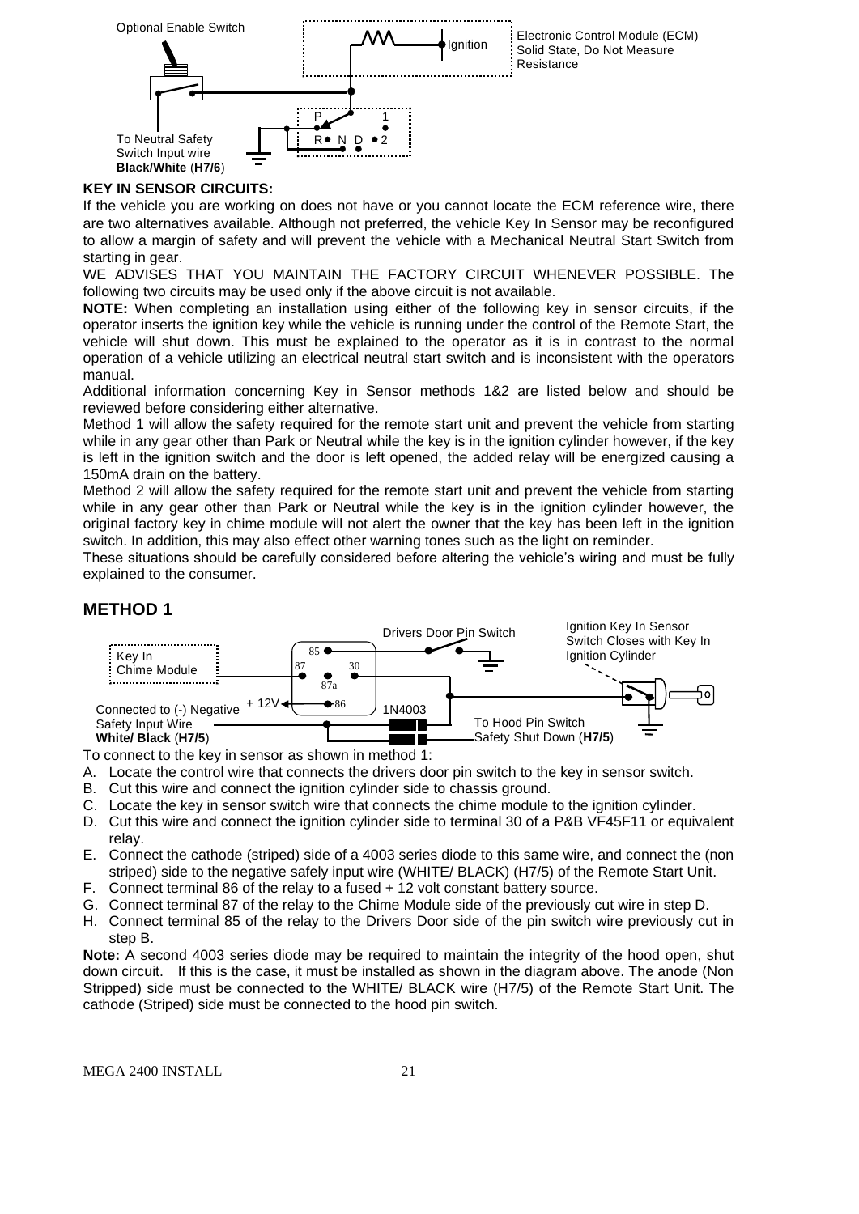Optional Enable Switch

Ignition

Electronic Control Module (ECM) Solid State, Do Not Measure Resistance

P 1

R N D 2

To Neutral Safety Switch Input wire **Black/White** (**H7/6**)

**KEY IN SENSOR CIRCUITS:**

If the vehicle you are working on does not have or you cannot locate the ECM reference wire, there are two alternatives available. Although not preferred, the vehicle Key In Sensor may be reconfigured to allow a margin of safety and will prevent the vehicle with a Mechanical Neutral Start Switch from starting in gear.

WE ADVISES THAT YOU MAINTAIN THE FACTORY CIRCUIT WHENEVER POSSIBLE. The following two circuits may be used only if the above circuit is not available.

**NOTE:** When completing an installation using either of the following key in sensor circuits, if the operator inserts the ignition key while the vehicle is running under the control of the Remote Start, the vehicle will shut down. This must be explained to the operator as it is in contrast to the normal operation of a vehicle utilizing an electrical neutral start switch and is inconsistent with the operators manual.

Additional information concerning Key in Sensor methods 1&2 are listed below and should be reviewed before considering either alternative.

Method 1 will allow the safety required for the remote start unit and prevent the vehicle from starting while in any gear other than Park or Neutral while the key is in the ignition cylinder however, if the key is left in the ignition switch and the door is left opened, the added relay will be energized causing a 150mA drain on the battery.

Method 2 will allow the safety required for the remote start unit and prevent the vehicle from starting while in any gear other than Park or Neutral while the key is in the ignition cylinder however, the original factory key in chime module will not alert the owner that the key has been left in the ignition switch. In addition, this may also effect other warning tones such as the light on reminder.

These situations should be carefully considered before altering the vehicle's wiring and must be fully explained to the consumer.

## METHOD 1

Key In Chime Module

85 87 30 87a 86

+ 12V

Drivers Door Pin Switch

Ignition Key In Sensor Switch Closes with Key In Ignition Cylinder

1N4003

Connected to (-) Negative Safety Input Wire **White/ Black** (**H7/5**)

To Hood Pin Switch Safety Shut Down (**H7/5**)

To connect to the key in sensor as shown in method 1:

A. Locate the control wire that connects the drivers door pin switch to the key in sensor switch.
B. Cut this wire and connect the ignition cylinder side to chassis ground.
C. Locate the key in sensor switch wire that connects the chime module to the ignition cylinder.
D. Cut this wire and connect the ignition cylinder side to terminal 30 of a P&B VF45F11 or equivalent relay.
E. Connect the cathode (striped) side of a 4003 series diode to this same wire, and connect the (non striped) side to the negative safely input wire (WHITE/ BLACK) (H7/5) of the Remote Start Unit.
F. Connect terminal 86 of the relay to a fused + 12 volt constant battery source.
G. Connect terminal 87 of the relay to the Chime Module side of the previously cut wire in step D.
H. Connect terminal 85 of the relay to the Drivers Door side of the pin switch wire previously cut in step B.

**Note:** A second 4003 series diode may be required to maintain the integrity of the hood open, shut down circuit. If this is the case, it must be installed as shown in the diagram above. The anode (Non Stripped) side must be connected to the WHITE/ BLACK wire (H7/5) of the Remote Start Unit. The cathode (Striped) side must be connected to the hood pin switch.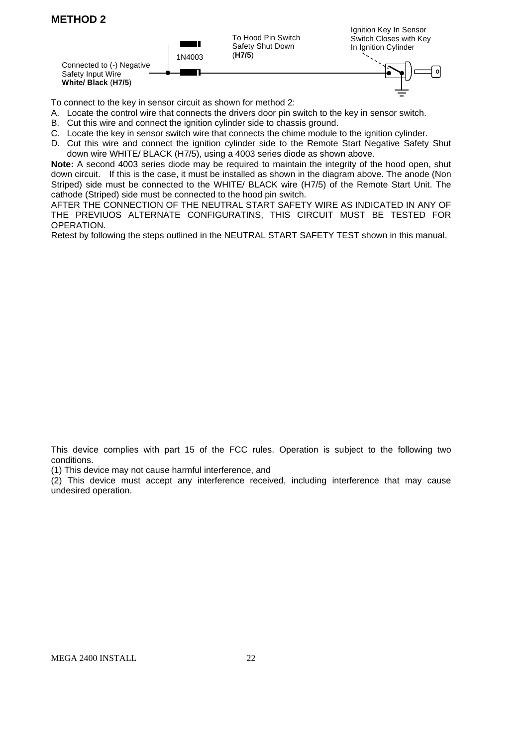## METHOD 2

Connected to (-) Negative Safety Input Wire **White/ Black** (**H7/5**)

1N4003

To Hood Pin Switch Safety Shut Down (**H7/5**)

Ignition Key In Sensor Switch Closes with Key In Ignition Cylinder

To connect to the key in sensor circuit as shown for method 2:

A. Locate the control wire that connects the drivers door pin switch to the key in sensor switch.
B. Cut this wire and connect the ignition cylinder side to chassis ground.
C. Locate the key in sensor switch wire that connects the chime module to the ignition cylinder.
D. Cut this wire and connect the ignition cylinder side to the Remote Start Negative Safety Shut down wire WHITE/ BLACK (H7/5), using a 4003 series diode as shown above.

**Note:** A second 4003 series diode may be required to maintain the integrity of the hood open, shut down circuit. If this is the case, it must be installed as shown in the diagram above. The anode (Non Striped) side must be connected to the WHITE/ BLACK wire (H7/5) of the Remote Start Unit. The cathode (Striped) side must be connected to the hood pin switch.

AFTER THE CONNECTION OF THE NEUTRAL START SAFETY WIRE AS INDICATED IN ANY OF THE PREVIUOS ALTERNATE CONFIGURATINS, THIS CIRCUIT MUST BE TESTED FOR OPERATION.

Retest by following the steps outlined in the NEUTRAL START SAFETY TEST shown in this manual.

This device complies with part 15 of the FCC rules. Operation is subject to the following two conditions.

(1) This device may not cause harmful interference, and

(2) This device must accept any interference received, including interference that may cause undesired operation.